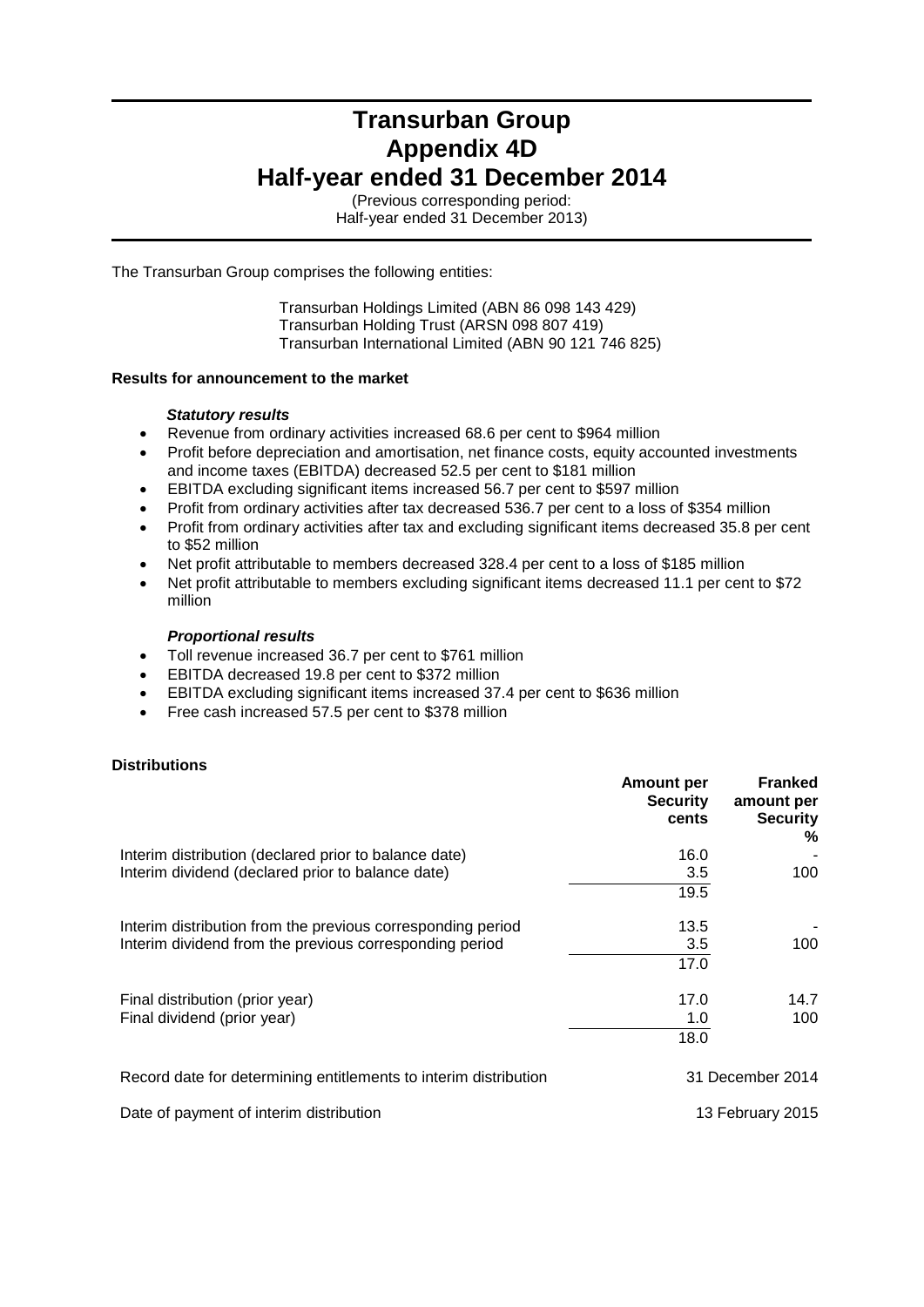# Transurban Group
# Appendix 4D
# Half-year ended 31 December 2014

(Previous corresponding period:
Half-year ended 31 December 2013)

The Transurban Group comprises the following entities:

Transurban Holdings Limited (ABN 86 098 143 429)
Transurban Holding Trust (ARSN 098 807 419)
Transurban International Limited (ABN 90 121 746 825)

**Results for announcement to the market**

***Statutory results***

- Revenue from ordinary activities increased 68.6 per cent to $964 million
- Profit before depreciation and amortisation, net finance costs, equity accounted investments and income taxes (EBITDA) decreased 52.5 per cent to $181 million
- EBITDA excluding significant items increased 56.7 per cent to $597 million
- Profit from ordinary activities after tax decreased 536.7 per cent to a loss of $354 million
- Profit from ordinary activities after tax and excluding significant items decreased 35.8 per cent to $52 million
- Net profit attributable to members decreased 328.4 per cent to a loss of $185 million
- Net profit attributable to members excluding significant items decreased 11.1 per cent to $72 million

***Proportional results***

- Toll revenue increased 36.7 per cent to $761 million
- EBITDA decreased 19.8 per cent to $372 million
- EBITDA excluding significant items increased 37.4 per cent to $636 million
- Free cash increased 57.5 per cent to $378 million

**Distributions**

| | Amount per Security cents | Franked amount per Security % |
|---|---|---|
| Interim distribution (declared prior to balance date) | 16.0 | - |
| Interim dividend (declared prior to balance date) | 3.5 | 100 |
| | 19.5 | |
| Interim distribution from the previous corresponding period | 13.5 | - |
| Interim dividend from the previous corresponding period | 3.5 | 100 |
| | 17.0 | |
| Final distribution (prior year) | 17.0 | 14.7 |
| Final dividend (prior year) | 1.0 | 100 |
| | 18.0 | |

| | |
|---|---|
| Record date for determining entitlements to interim distribution | 31 December 2014 |
| Date of payment of interim distribution | 13 February 2015 |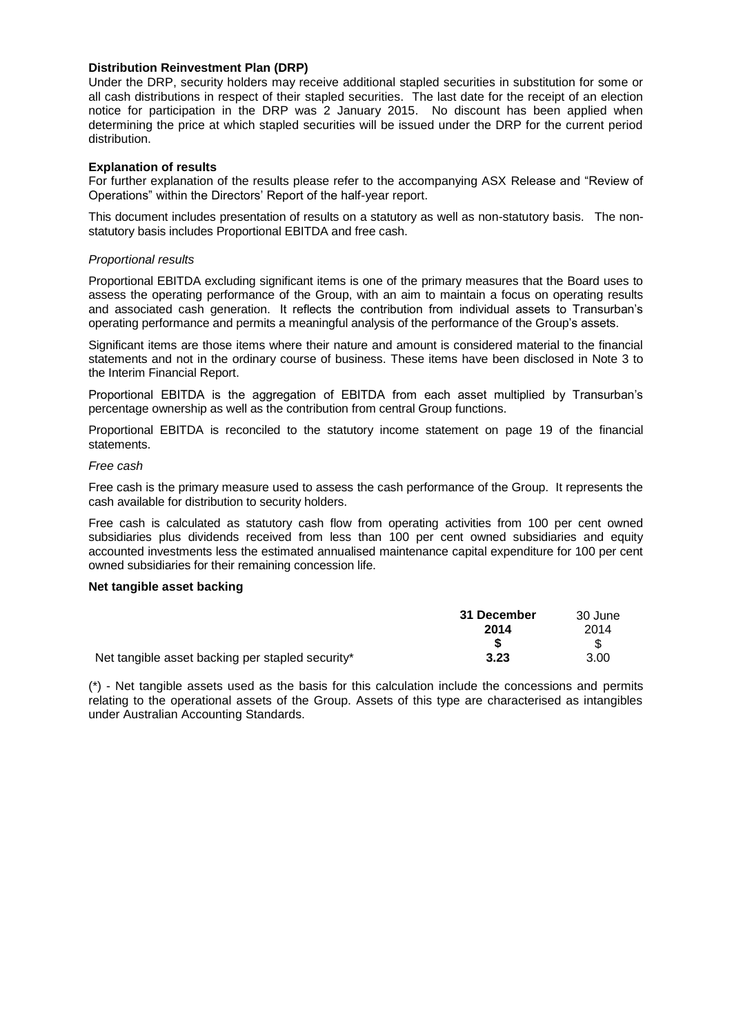**Distribution Reinvestment Plan (DRP)**

Under the DRP, security holders may receive additional stapled securities in substitution for some or all cash distributions in respect of their stapled securities. The last date for the receipt of an election notice for participation in the DRP was 2 January 2015. No discount has been applied when determining the price at which stapled securities will be issued under the DRP for the current period distribution.

**Explanation of results**

For further explanation of the results please refer to the accompanying ASX Release and "Review of Operations" within the Directors' Report of the half-year report.

This document includes presentation of results on a statutory as well as non-statutory basis. The non-statutory basis includes Proportional EBITDA and free cash.

*Proportional results*

Proportional EBITDA excluding significant items is one of the primary measures that the Board uses to assess the operating performance of the Group, with an aim to maintain a focus on operating results and associated cash generation. It reflects the contribution from individual assets to Transurban's operating performance and permits a meaningful analysis of the performance of the Group's assets.

Significant items are those items where their nature and amount is considered material to the financial statements and not in the ordinary course of business. These items have been disclosed in Note 3 to the Interim Financial Report.

Proportional EBITDA is the aggregation of EBITDA from each asset multiplied by Transurban's percentage ownership as well as the contribution from central Group functions.

Proportional EBITDA is reconciled to the statutory income statement on page 19 of the financial statements.

*Free cash*

Free cash is the primary measure used to assess the cash performance of the Group. It represents the cash available for distribution to security holders.

Free cash is calculated as statutory cash flow from operating activities from 100 per cent owned subsidiaries plus dividends received from less than 100 per cent owned subsidiaries and equity accounted investments less the estimated annualised maintenance capital expenditure for 100 per cent owned subsidiaries for their remaining concession life.

**Net tangible asset backing**

| | **31 December 2014** | 30 June 2014 |
|---|---|---|
| | **$** | $ |
| Net tangible asset backing per stapled security* | **3.23** | 3.00 |

(*) - Net tangible assets used as the basis for this calculation include the concessions and permits relating to the operational assets of the Group. Assets of this type are characterised as intangibles under Australian Accounting Standards.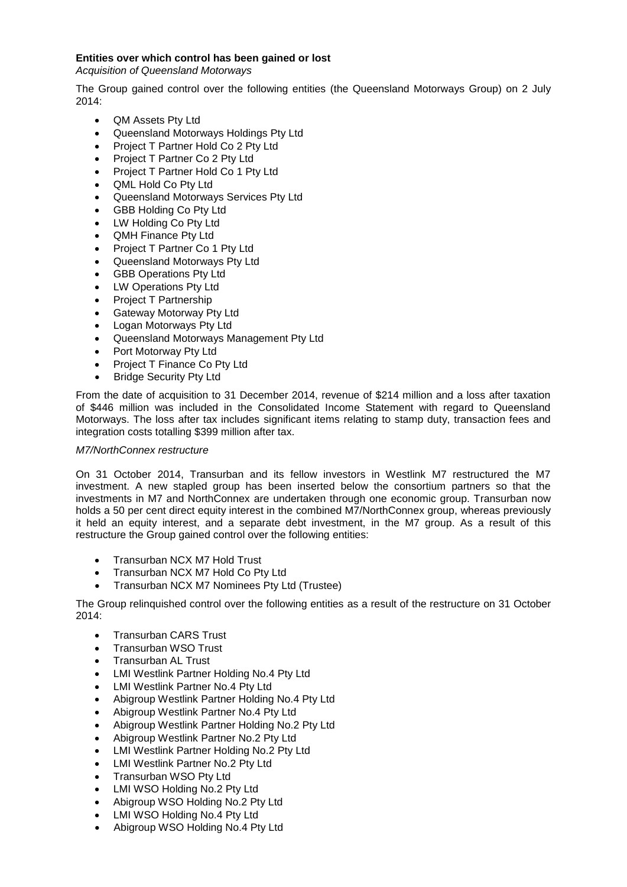**Entities over which control has been gained or lost**

*Acquisition of Queensland Motorways*

The Group gained control over the following entities (the Queensland Motorways Group) on 2 July 2014:

- QM Assets Pty Ltd
- Queensland Motorways Holdings Pty Ltd
- Project T Partner Hold Co 2 Pty Ltd
- Project T Partner Co 2 Pty Ltd
- Project T Partner Hold Co 1 Pty Ltd
- QML Hold Co Pty Ltd
- Queensland Motorways Services Pty Ltd
- GBB Holding Co Pty Ltd
- LW Holding Co Pty Ltd
- QMH Finance Pty Ltd
- Project T Partner Co 1 Pty Ltd
- Queensland Motorways Pty Ltd
- GBB Operations Pty Ltd
- LW Operations Pty Ltd
- Project T Partnership
- Gateway Motorway Pty Ltd
- Logan Motorways Pty Ltd
- Queensland Motorways Management Pty Ltd
- Port Motorway Pty Ltd
- Project T Finance Co Pty Ltd
- Bridge Security Pty Ltd

From the date of acquisition to 31 December 2014, revenue of $214 million and a loss after taxation of $446 million was included in the Consolidated Income Statement with regard to Queensland Motorways. The loss after tax includes significant items relating to stamp duty, transaction fees and integration costs totalling $399 million after tax.

*M7/NorthConnex restructure*

On 31 October 2014, Transurban and its fellow investors in Westlink M7 restructured the M7 investment. A new stapled group has been inserted below the consortium partners so that the investments in M7 and NorthConnex are undertaken through one economic group. Transurban now holds a 50 per cent direct equity interest in the combined M7/NorthConnex group, whereas previously it held an equity interest, and a separate debt investment, in the M7 group. As a result of this restructure the Group gained control over the following entities:

- Transurban NCX M7 Hold Trust
- Transurban NCX M7 Hold Co Pty Ltd
- Transurban NCX M7 Nominees Pty Ltd (Trustee)

The Group relinquished control over the following entities as a result of the restructure on 31 October 2014:

- Transurban CARS Trust
- Transurban WSO Trust
- Transurban AL Trust
- LMI Westlink Partner Holding No.4 Pty Ltd
- LMI Westlink Partner No.4 Pty Ltd
- Abigroup Westlink Partner Holding No.4 Pty Ltd
- Abigroup Westlink Partner No.4 Pty Ltd
- Abigroup Westlink Partner Holding No.2 Pty Ltd
- Abigroup Westlink Partner No.2 Pty Ltd
- LMI Westlink Partner Holding No.2 Pty Ltd
- LMI Westlink Partner No.2 Pty Ltd
- Transurban WSO Pty Ltd
- LMI WSO Holding No.2 Pty Ltd
- Abigroup WSO Holding No.2 Pty Ltd
- LMI WSO Holding No.4 Pty Ltd
- Abigroup WSO Holding No.4 Pty Ltd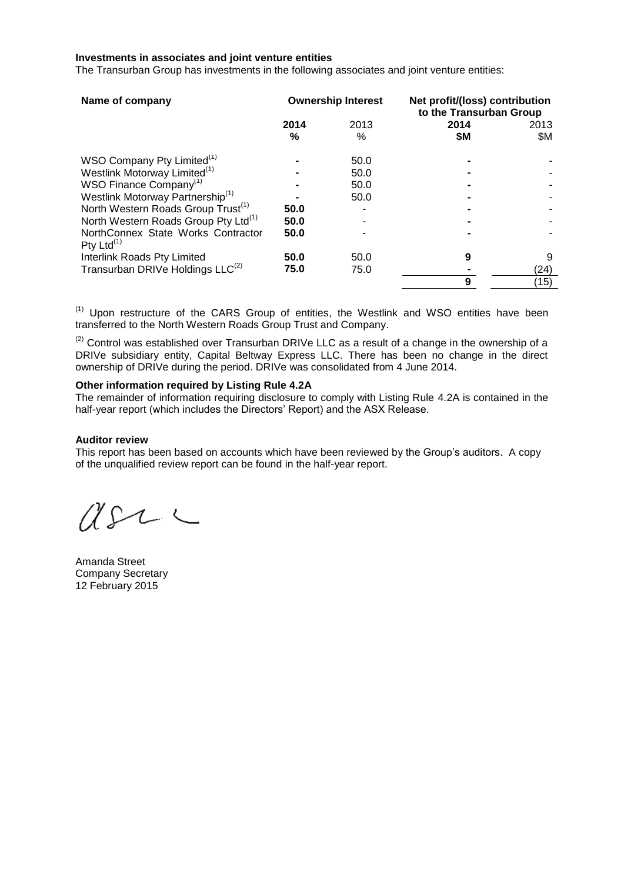**Investments in associates and joint venture entities**

The Transurban Group has investments in the following associates and joint venture entities:

| Name of company | Ownership Interest | | Net profit/(loss) contribution to the Transurban Group | |
|---|---|---|---|---|
| | **2014** | 2013 | **2014** | 2013 |
| | **%** | % | **$M** | $M |
| WSO Company Pty Limited[1] | **-** | 50.0 | **-** | - |
| Westlink Motorway Limited[1] | **-** | 50.0 | **-** | - |
| WSO Finance Company[1] | **-** | 50.0 | **-** | - |
| Westlink Motorway Partnership[1] | **-** | 50.0 | **-** | - |
| North Western Roads Group Trust[1] | **50.0** | - | **-** | - |
| North Western Roads Group Pty Ltd[1] | **50.0** | - | **-** | - |
| NorthConnex State Works Contractor Pty Ltd[1] | **50.0** | - | **-** | - |
| Interlink Roads Pty Limited | **50.0** | 50.0 | **9** | 9 |
| Transurban DRIVe Holdings LLC[2] | **75.0** | 75.0 | **-** | (24) |
| | | | **9** | (15) |

[1] Upon restructure of the CARS Group of entities, the Westlink and WSO entities have been transferred to the North Western Roads Group Trust and Company.

[2] Control was established over Transurban DRIVe LLC as a result of a change in the ownership of a DRIVe subsidiary entity, Capital Beltway Express LLC. There has been no change in the direct ownership of DRIVe during the period. DRIVe was consolidated from 4 June 2014.

**Other information required by Listing Rule 4.2A**

The remainder of information requiring disclosure to comply with Listing Rule 4.2A is contained in the half-year report (which includes the Directors' Report) and the ASX Release.

**Auditor review**

This report has been based on accounts which have been reviewed by the Group's auditors. A copy of the unqualified review report can be found in the half-year report.

Amanda Street
Company Secretary
12 February 2015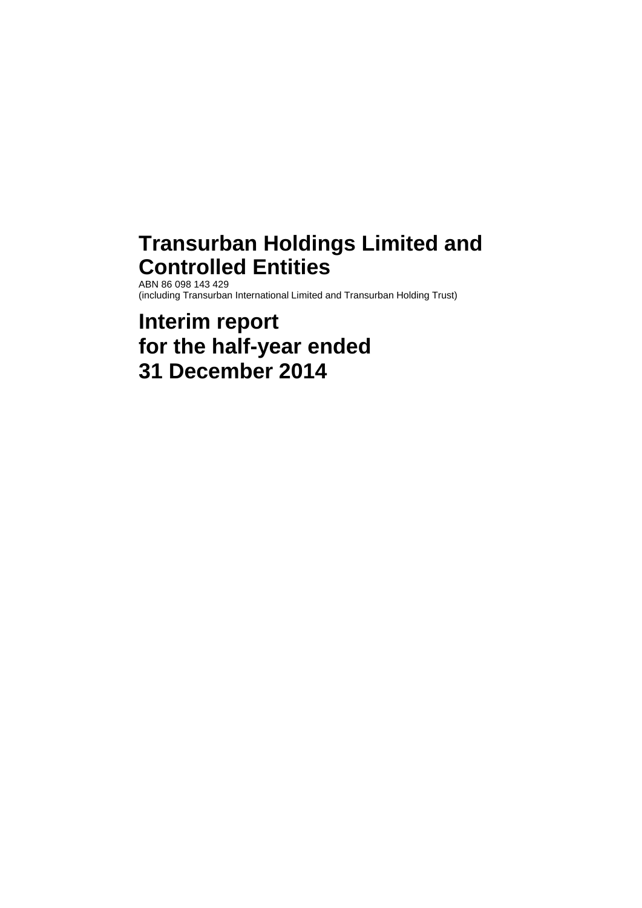# Transurban Holdings Limited and Controlled Entities

ABN 86 098 143 429
(including Transurban International Limited and Transurban Holding Trust)

# Interim report for the half-year ended 31 December 2014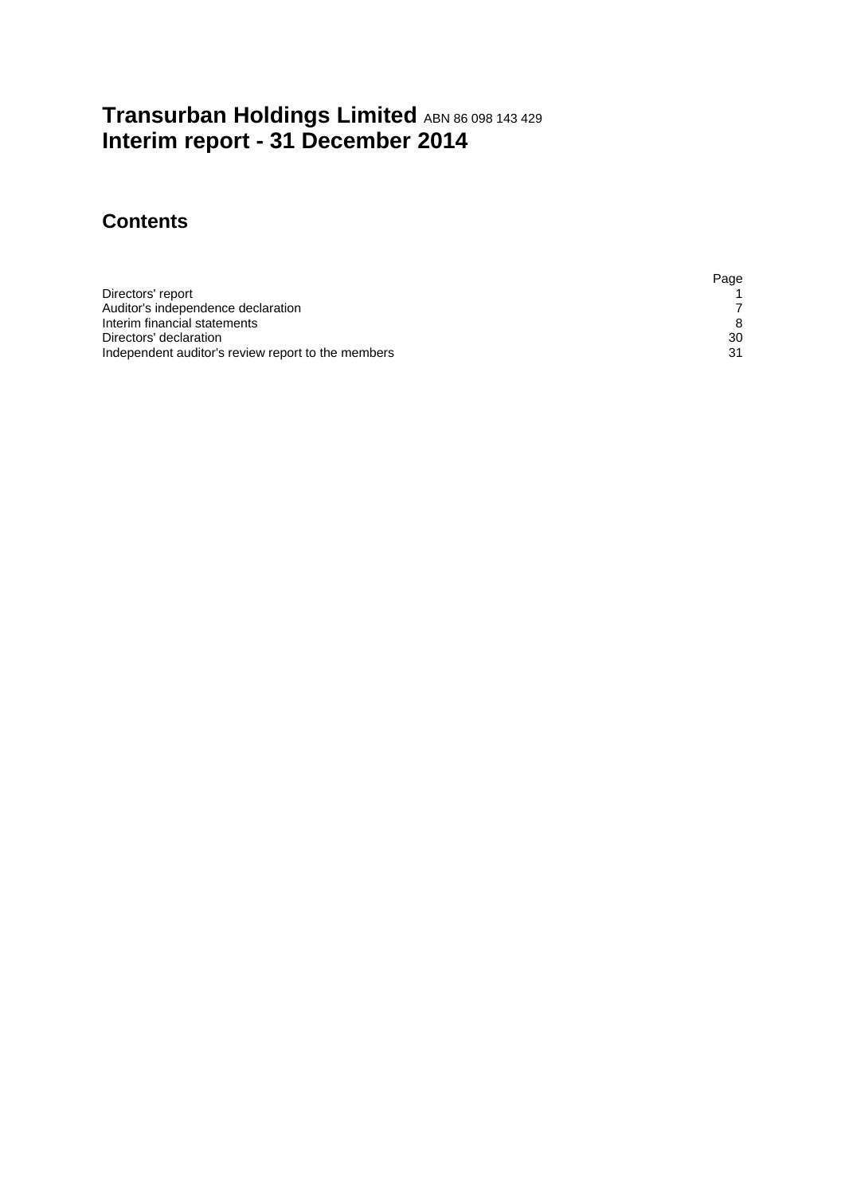# Transurban Holdings Limited ABN 86 098 143 429
# Interim report - 31 December 2014

## Contents

| | Page |
|---|---|
| Directors' report | 1 |
| Auditor's independence declaration | 7 |
| Interim financial statements | 8 |
| Directors' declaration | 30 |
| Independent auditor's review report to the members | 31 |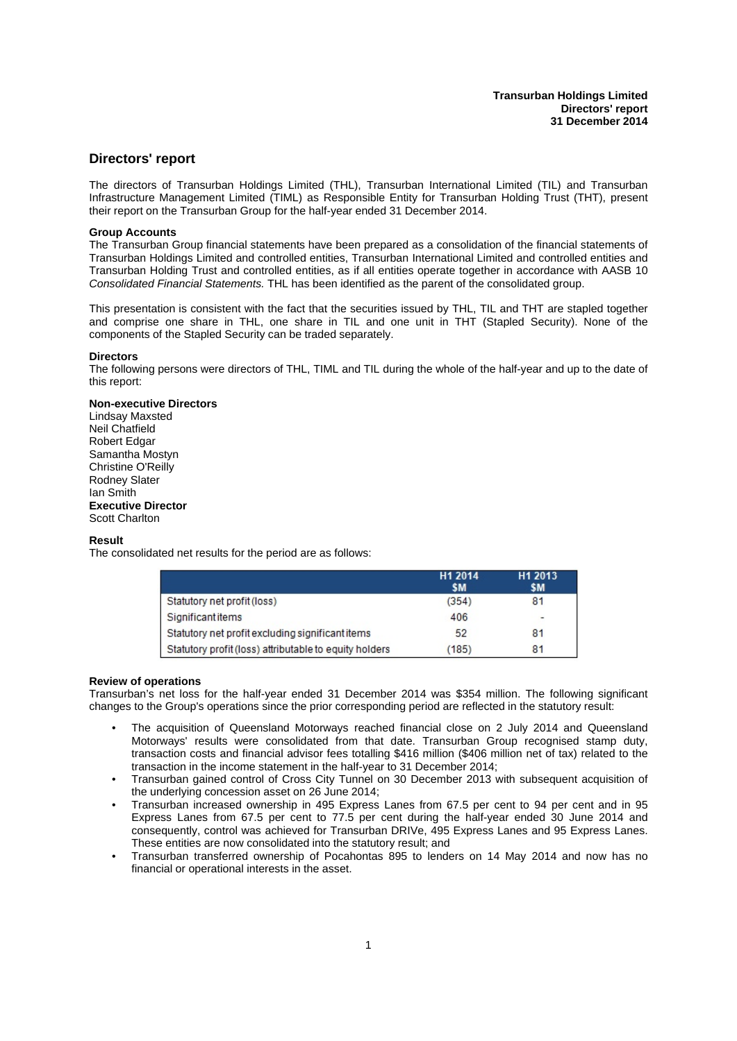# Directors' report

The directors of Transurban Holdings Limited (THL), Transurban International Limited (TIL) and Transurban Infrastructure Management Limited (TIML) as Responsible Entity for Transurban Holding Trust (THT), present their report on the Transurban Group for the half-year ended 31 December 2014.

**Group Accounts**

The Transurban Group financial statements have been prepared as a consolidation of the financial statements of Transurban Holdings Limited and controlled entities, Transurban International Limited and controlled entities and Transurban Holding Trust and controlled entities, as if all entities operate together in accordance with AASB 10 *Consolidated Financial Statements.* THL has been identified as the parent of the consolidated group.

This presentation is consistent with the fact that the securities issued by THL, TIL and THT are stapled together and comprise one share in THL, one share in TIL and one unit in THT (Stapled Security). None of the components of the Stapled Security can be traded separately.

**Directors**

The following persons were directors of THL, TIML and TIL during the whole of the half-year and up to the date of this report:

**Non-executive Directors**
Lindsay Maxsted
Neil Chatfield
Robert Edgar
Samantha Mostyn
Christine O'Reilly
Rodney Slater
Ian Smith
**Executive Director**
Scott Charlton

**Result**

The consolidated net results for the period are as follows:

| | H1 2014 $M | H1 2013 $M |
|---|---|---|
| Statutory net profit (loss) | (354) | 81 |
| Significant items | 406 | - |
| Statutory net profit excluding significant items | 52 | 81 |
| Statutory profit (loss) attributable to equity holders | (185) | 81 |

**Review of operations**

Transurban's net loss for the half-year ended 31 December 2014 was $354 million. The following significant changes to the Group's operations since the prior corresponding period are reflected in the statutory result:

- The acquisition of Queensland Motorways reached financial close on 2 July 2014 and Queensland Motorways' results were consolidated from that date. Transurban Group recognised stamp duty, transaction costs and financial advisor fees totalling $416 million ($406 million net of tax) related to the transaction in the income statement in the half-year to 31 December 2014;
- Transurban gained control of Cross City Tunnel on 30 December 2013 with subsequent acquisition of the underlying concession asset on 26 June 2014;
- Transurban increased ownership in 495 Express Lanes from 67.5 per cent to 94 per cent and in 95 Express Lanes from 67.5 per cent to 77.5 per cent during the half-year ended 30 June 2014 and consequently, control was achieved for Transurban DRIVe, 495 Express Lanes and 95 Express Lanes. These entities are now consolidated into the statutory result; and
- Transurban transferred ownership of Pocahontas 895 to lenders on 14 May 2014 and now has no financial or operational interests in the asset.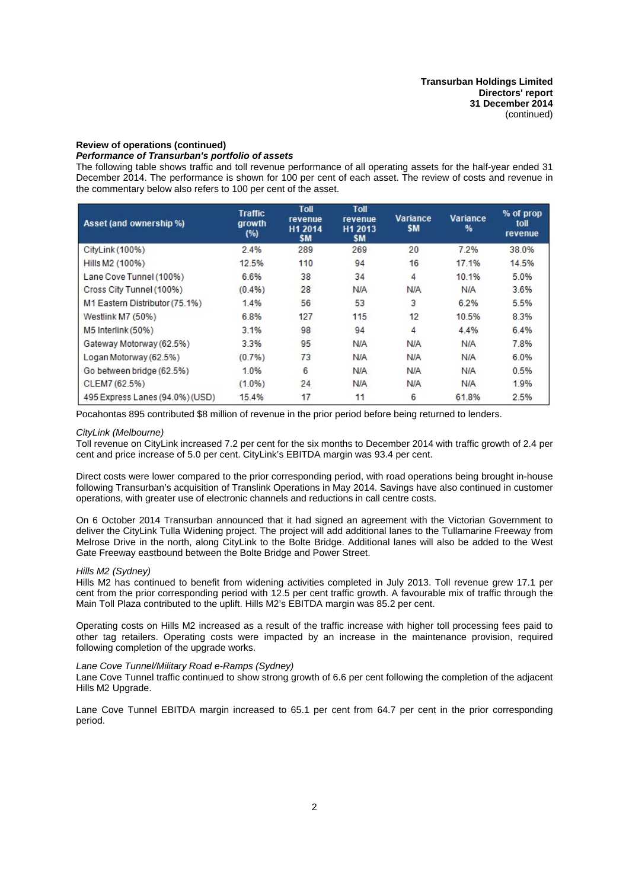**Transurban Holdings Limited**
**Directors' report**
**31 December 2014**
(continued)

**Review of operations (continued)**

***Performance of Transurban's portfolio of assets***

The following table shows traffic and toll revenue performance of all operating assets for the half-year ended 31 December 2014. The performance is shown for 100 per cent of each asset. The review of costs and revenue in the commentary below also refers to 100 per cent of the asset.

| Asset (and ownership %) | Traffic growth (%) | Toll revenue H1 2014 $M | Toll revenue H1 2013 $M | Variance $M | Variance % | % of prop toll revenue |
|---|---|---|---|---|---|---|
| CityLink (100%) | 2.4% | 289 | 269 | 20 | 7.2% | 38.0% |
| Hills M2 (100%) | 12.5% | 110 | 94 | 16 | 17.1% | 14.5% |
| Lane Cove Tunnel (100%) | 6.6% | 38 | 34 | 4 | 10.1% | 5.0% |
| Cross City Tunnel (100%) | (0.4%) | 28 | N/A | N/A | N/A | 3.6% |
| M1 Eastern Distributor (75.1%) | 1.4% | 56 | 53 | 3 | 6.2% | 5.5% |
| Westlink M7 (50%) | 6.8% | 127 | 115 | 12 | 10.5% | 8.3% |
| M5 Interlink (50%) | 3.1% | 98 | 94 | 4 | 4.4% | 6.4% |
| Gateway Motorway (62.5%) | 3.3% | 95 | N/A | N/A | N/A | 7.8% |
| Logan Motorway (62.5%) | (0.7%) | 73 | N/A | N/A | N/A | 6.0% |
| Go between bridge (62.5%) | 1.0% | 6 | N/A | N/A | N/A | 0.5% |
| CLEM7 (62.5%) | (1.0%) | 24 | N/A | N/A | N/A | 1.9% |
| 495 Express Lanes (94.0%) (USD) | 15.4% | 17 | 11 | 6 | 61.8% | 2.5% |

Pocahontas 895 contributed $8 million of revenue in the prior period before being returned to lenders.

*CityLink (Melbourne)*

Toll revenue on CityLink increased 7.2 per cent for the six months to December 2014 with traffic growth of 2.4 per cent and price increase of 5.0 per cent. CityLink's EBITDA margin was 93.4 per cent.

Direct costs were lower compared to the prior corresponding period, with road operations being brought in-house following Transurban's acquisition of Translink Operations in May 2014. Savings have also continued in customer operations, with greater use of electronic channels and reductions in call centre costs.

On 6 October 2014 Transurban announced that it had signed an agreement with the Victorian Government to deliver the CityLink Tulla Widening project. The project will add additional lanes to the Tullamarine Freeway from Melrose Drive in the north, along CityLink to the Bolte Bridge. Additional lanes will also be added to the West Gate Freeway eastbound between the Bolte Bridge and Power Street.

*Hills M2 (Sydney)*

Hills M2 has continued to benefit from widening activities completed in July 2013. Toll revenue grew 17.1 per cent from the prior corresponding period with 12.5 per cent traffic growth. A favourable mix of traffic through the Main Toll Plaza contributed to the uplift. Hills M2's EBITDA margin was 85.2 per cent.

Operating costs on Hills M2 increased as a result of the traffic increase with higher toll processing fees paid to other tag retailers. Operating costs were impacted by an increase in the maintenance provision, required following completion of the upgrade works.

*Lane Cove Tunnel/Military Road e-Ramps (Sydney)*

Lane Cove Tunnel traffic continued to show strong growth of 6.6 per cent following the completion of the adjacent Hills M2 Upgrade.

Lane Cove Tunnel EBITDA margin increased to 65.1 per cent from 64.7 per cent in the prior corresponding period.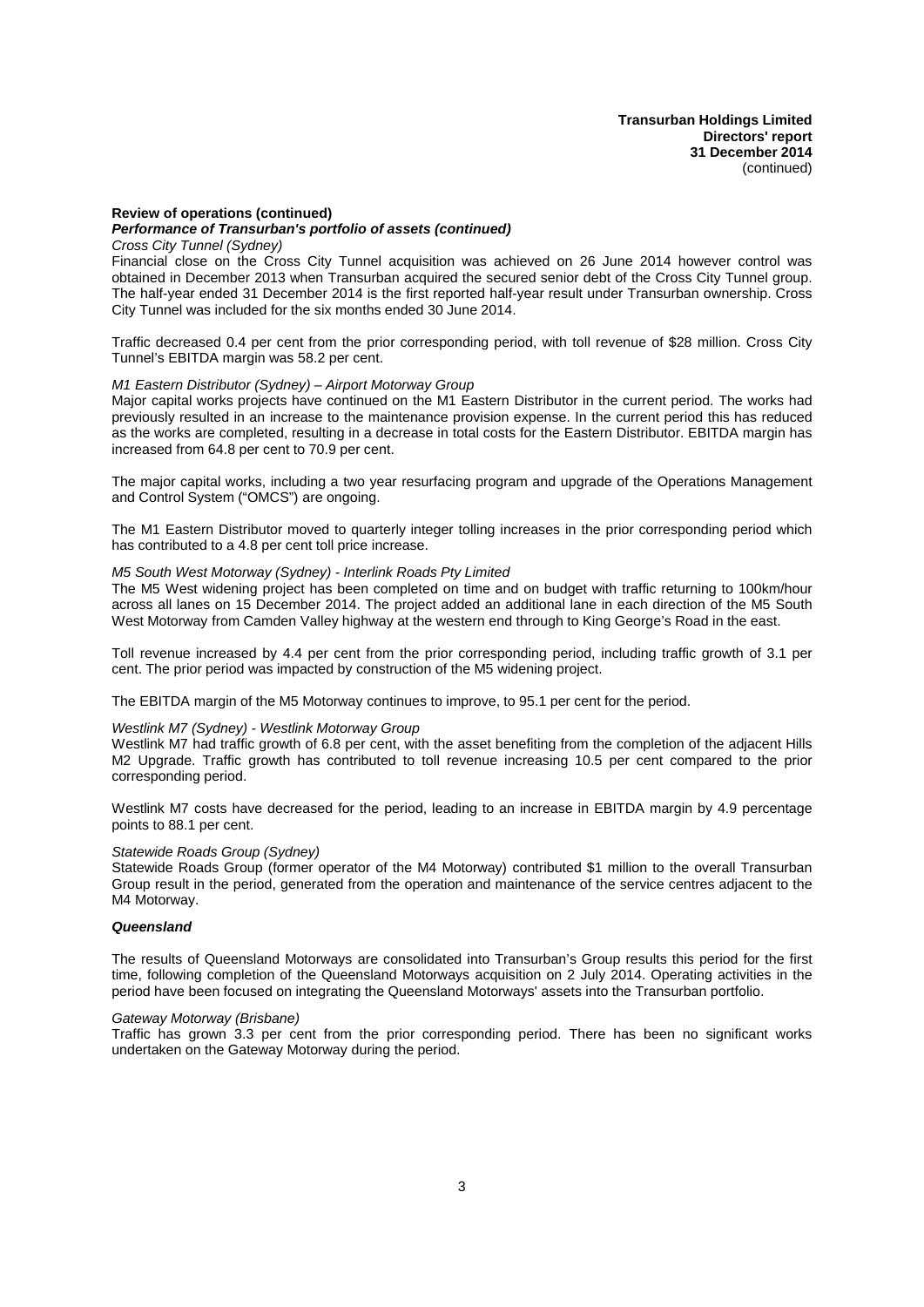**Review of operations (continued)**

***Performance of Transurban's portfolio of assets (continued)***

*Cross City Tunnel (Sydney)*

Financial close on the Cross City Tunnel acquisition was achieved on 26 June 2014 however control was obtained in December 2013 when Transurban acquired the secured senior debt of the Cross City Tunnel group. The half-year ended 31 December 2014 is the first reported half-year result under Transurban ownership. Cross City Tunnel was included for the six months ended 30 June 2014.

Traffic decreased 0.4 per cent from the prior corresponding period, with toll revenue of $28 million. Cross City Tunnel's EBITDA margin was 58.2 per cent.

*M1 Eastern Distributor (Sydney) – Airport Motorway Group*

Major capital works projects have continued on the M1 Eastern Distributor in the current period. The works had previously resulted in an increase to the maintenance provision expense. In the current period this has reduced as the works are completed, resulting in a decrease in total costs for the Eastern Distributor. EBITDA margin has increased from 64.8 per cent to 70.9 per cent.

The major capital works, including a two year resurfacing program and upgrade of the Operations Management and Control System ("OMCS") are ongoing.

The M1 Eastern Distributor moved to quarterly integer tolling increases in the prior corresponding period which has contributed to a 4.8 per cent toll price increase.

*M5 South West Motorway (Sydney) - Interlink Roads Pty Limited*

The M5 West widening project has been completed on time and on budget with traffic returning to 100km/hour across all lanes on 15 December 2014. The project added an additional lane in each direction of the M5 South West Motorway from Camden Valley highway at the western end through to King George's Road in the east.

Toll revenue increased by 4.4 per cent from the prior corresponding period, including traffic growth of 3.1 per cent. The prior period was impacted by construction of the M5 widening project.

The EBITDA margin of the M5 Motorway continues to improve, to 95.1 per cent for the period.

*Westlink M7 (Sydney) - Westlink Motorway Group*

Westlink M7 had traffic growth of 6.8 per cent, with the asset benefiting from the completion of the adjacent Hills M2 Upgrade. Traffic growth has contributed to toll revenue increasing 10.5 per cent compared to the prior corresponding period.

Westlink M7 costs have decreased for the period, leading to an increase in EBITDA margin by 4.9 percentage points to 88.1 per cent.

*Statewide Roads Group (Sydney)*

Statewide Roads Group (former operator of the M4 Motorway) contributed $1 million to the overall Transurban Group result in the period, generated from the operation and maintenance of the service centres adjacent to the M4 Motorway.

***Queensland***

The results of Queensland Motorways are consolidated into Transurban's Group results this period for the first time, following completion of the Queensland Motorways acquisition on 2 July 2014. Operating activities in the period have been focused on integrating the Queensland Motorways' assets into the Transurban portfolio.

*Gateway Motorway (Brisbane)*

Traffic has grown 3.3 per cent from the prior corresponding period. There has been no significant works undertaken on the Gateway Motorway during the period.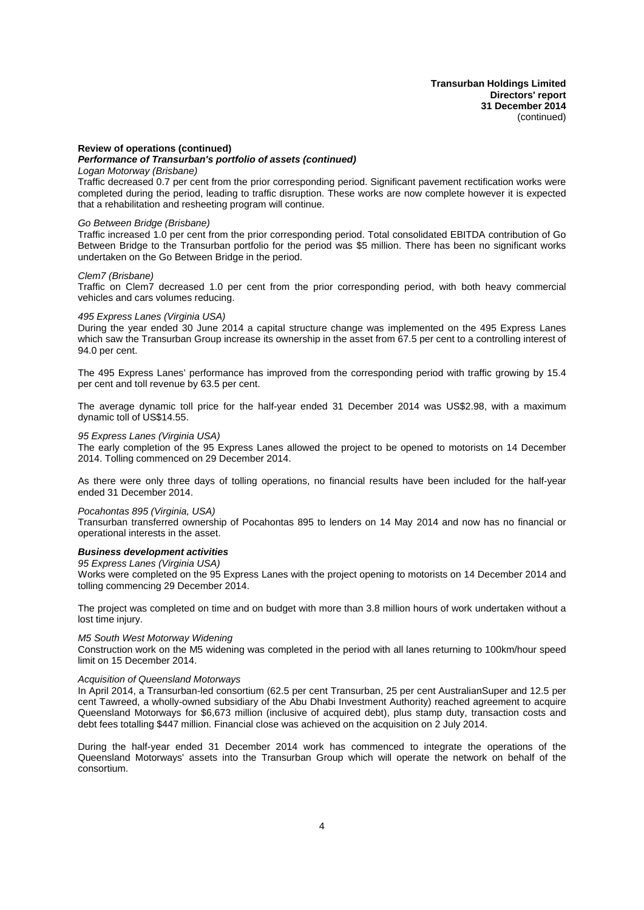### Review of operations (continued)

#### *Performance of Transurban's portfolio of assets (continued)*

*Logan Motorway (Brisbane)*

Traffic decreased 0.7 per cent from the prior corresponding period. Significant pavement rectification works were completed during the period, leading to traffic disruption. These works are now complete however it is expected that a rehabilitation and resheeting program will continue.

*Go Between Bridge (Brisbane)*

Traffic increased 1.0 per cent from the prior corresponding period. Total consolidated EBITDA contribution of Go Between Bridge to the Transurban portfolio for the period was $5 million. There has been no significant works undertaken on the Go Between Bridge in the period.

*Clem7 (Brisbane)*

Traffic on Clem7 decreased 1.0 per cent from the prior corresponding period, with both heavy commercial vehicles and cars volumes reducing.

*495 Express Lanes (Virginia USA)*

During the year ended 30 June 2014 a capital structure change was implemented on the 495 Express Lanes which saw the Transurban Group increase its ownership in the asset from 67.5 per cent to a controlling interest of 94.0 per cent.

The 495 Express Lanes' performance has improved from the corresponding period with traffic growing by 15.4 per cent and toll revenue by 63.5 per cent.

The average dynamic toll price for the half-year ended 31 December 2014 was US$2.98, with a maximum dynamic toll of US$14.55.

*95 Express Lanes (Virginia USA)*

The early completion of the 95 Express Lanes allowed the project to be opened to motorists on 14 December 2014. Tolling commenced on 29 December 2014.

As there were only three days of tolling operations, no financial results have been included for the half-year ended 31 December 2014.

*Pocahontas 895 (Virginia, USA)*

Transurban transferred ownership of Pocahontas 895 to lenders on 14 May 2014 and now has no financial or operational interests in the asset.

#### *Business development activities*

*95 Express Lanes (Virginia USA)*

Works were completed on the 95 Express Lanes with the project opening to motorists on 14 December 2014 and tolling commencing 29 December 2014.

The project was completed on time and on budget with more than 3.8 million hours of work undertaken without a lost time injury.

*M5 South West Motorway Widening*

Construction work on the M5 widening was completed in the period with all lanes returning to 100km/hour speed limit on 15 December 2014.

*Acquisition of Queensland Motorways*

In April 2014, a Transurban-led consortium (62.5 per cent Transurban, 25 per cent AustralianSuper and 12.5 per cent Tawreed, a wholly-owned subsidiary of the Abu Dhabi Investment Authority) reached agreement to acquire Queensland Motorways for $6,673 million (inclusive of acquired debt), plus stamp duty, transaction costs and debt fees totalling $447 million. Financial close was achieved on the acquisition on 2 July 2014.

During the half-year ended 31 December 2014 work has commenced to integrate the operations of the Queensland Motorways' assets into the Transurban Group which will operate the network on behalf of the consortium.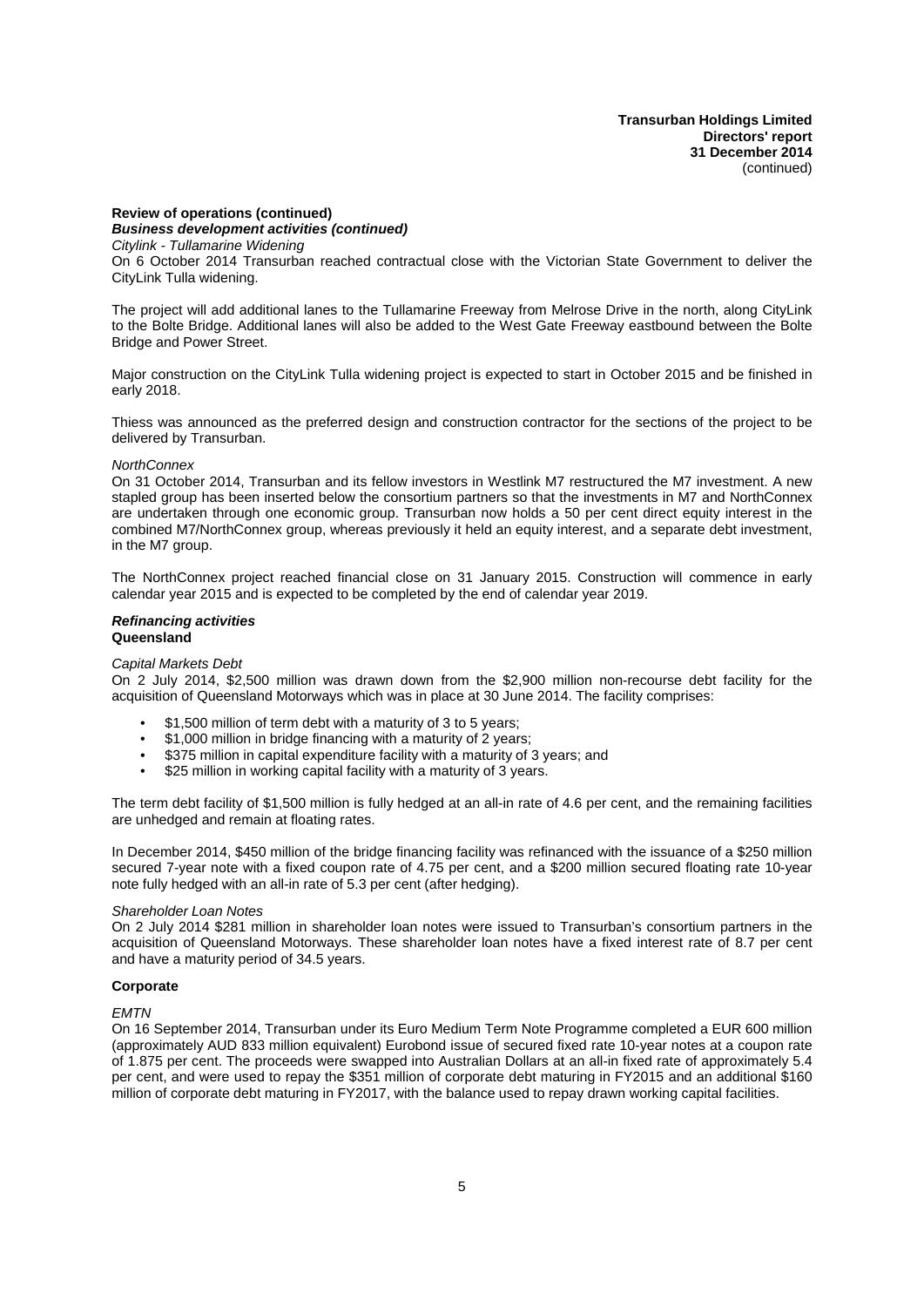**Review of operations (continued)**

***Business development activities (continued)***

*Citylink - Tullamarine Widening*

On 6 October 2014 Transurban reached contractual close with the Victorian State Government to deliver the CityLink Tulla widening.

The project will add additional lanes to the Tullamarine Freeway from Melrose Drive in the north, along CityLink to the Bolte Bridge. Additional lanes will also be added to the West Gate Freeway eastbound between the Bolte Bridge and Power Street.

Major construction on the CityLink Tulla widening project is expected to start in October 2015 and be finished in early 2018.

Thiess was announced as the preferred design and construction contractor for the sections of the project to be delivered by Transurban.

*NorthConnex*

On 31 October 2014, Transurban and its fellow investors in Westlink M7 restructured the M7 investment. A new stapled group has been inserted below the consortium partners so that the investments in M7 and NorthConnex are undertaken through one economic group. Transurban now holds a 50 per cent direct equity interest in the combined M7/NorthConnex group, whereas previously it held an equity interest, and a separate debt investment, in the M7 group.

The NorthConnex project reached financial close on 31 January 2015. Construction will commence in early calendar year 2015 and is expected to be completed by the end of calendar year 2019.

***Refinancing activities***

**Queensland**

*Capital Markets Debt*

On 2 July 2014, \$2,500 million was drawn down from the \$2,900 million non-recourse debt facility for the acquisition of Queensland Motorways which was in place at 30 June 2014. The facility comprises:

- \$1,500 million of term debt with a maturity of 3 to 5 years;
- \$1,000 million in bridge financing with a maturity of 2 years;
- \$375 million in capital expenditure facility with a maturity of 3 years; and
- \$25 million in working capital facility with a maturity of 3 years.

The term debt facility of \$1,500 million is fully hedged at an all-in rate of 4.6 per cent, and the remaining facilities are unhedged and remain at floating rates.

In December 2014, \$450 million of the bridge financing facility was refinanced with the issuance of a \$250 million secured 7-year note with a fixed coupon rate of 4.75 per cent, and a \$200 million secured floating rate 10-year note fully hedged with an all-in rate of 5.3 per cent (after hedging).

*Shareholder Loan Notes*

On 2 July 2014 \$281 million in shareholder loan notes were issued to Transurban's consortium partners in the acquisition of Queensland Motorways. These shareholder loan notes have a fixed interest rate of 8.7 per cent and have a maturity period of 34.5 years.

**Corporate**

*EMTN*

On 16 September 2014, Transurban under its Euro Medium Term Note Programme completed a EUR 600 million (approximately AUD 833 million equivalent) Eurobond issue of secured fixed rate 10-year notes at a coupon rate of 1.875 per cent. The proceeds were swapped into Australian Dollars at an all-in fixed rate of approximately 5.4 per cent, and were used to repay the \$351 million of corporate debt maturing in FY2015 and an additional \$160 million of corporate debt maturing in FY2017, with the balance used to repay drawn working capital facilities.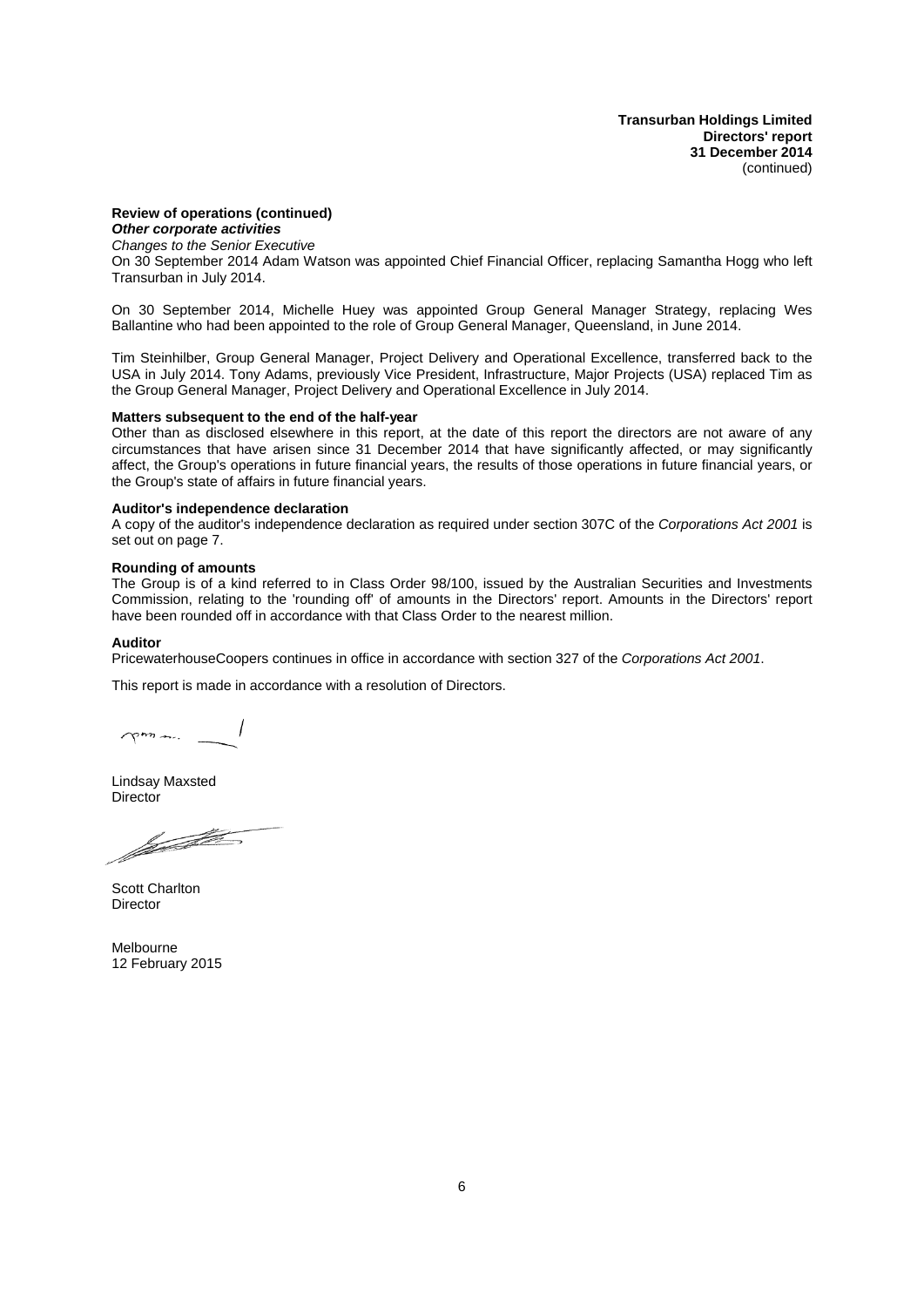**Review of operations (continued)**

***Other corporate activities***

*Changes to the Senior Executive*

On 30 September 2014 Adam Watson was appointed Chief Financial Officer, replacing Samantha Hogg who left Transurban in July 2014.

On 30 September 2014, Michelle Huey was appointed Group General Manager Strategy, replacing Wes Ballantine who had been appointed to the role of Group General Manager, Queensland, in June 2014.

Tim Steinhilber, Group General Manager, Project Delivery and Operational Excellence, transferred back to the USA in July 2014. Tony Adams, previously Vice President, Infrastructure, Major Projects (USA) replaced Tim as the Group General Manager, Project Delivery and Operational Excellence in July 2014.

**Matters subsequent to the end of the half-year**

Other than as disclosed elsewhere in this report, at the date of this report the directors are not aware of any circumstances that have arisen since 31 December 2014 that have significantly affected, or may significantly affect, the Group's operations in future financial years, the results of those operations in future financial years, or the Group's state of affairs in future financial years.

**Auditor's independence declaration**

A copy of the auditor's independence declaration as required under section 307C of the *Corporations Act 2001* is set out on page 7.

**Rounding of amounts**

The Group is of a kind referred to in Class Order 98/100, issued by the Australian Securities and Investments Commission, relating to the 'rounding off' of amounts in the Directors' report. Amounts in the Directors' report have been rounded off in accordance with that Class Order to the nearest million.

**Auditor**

PricewaterhouseCoopers continues in office in accordance with section 327 of the *Corporations Act 2001*.

This report is made in accordance with a resolution of Directors.

Lindsay Maxsted
Director

Scott Charlton
Director

Melbourne
12 February 2015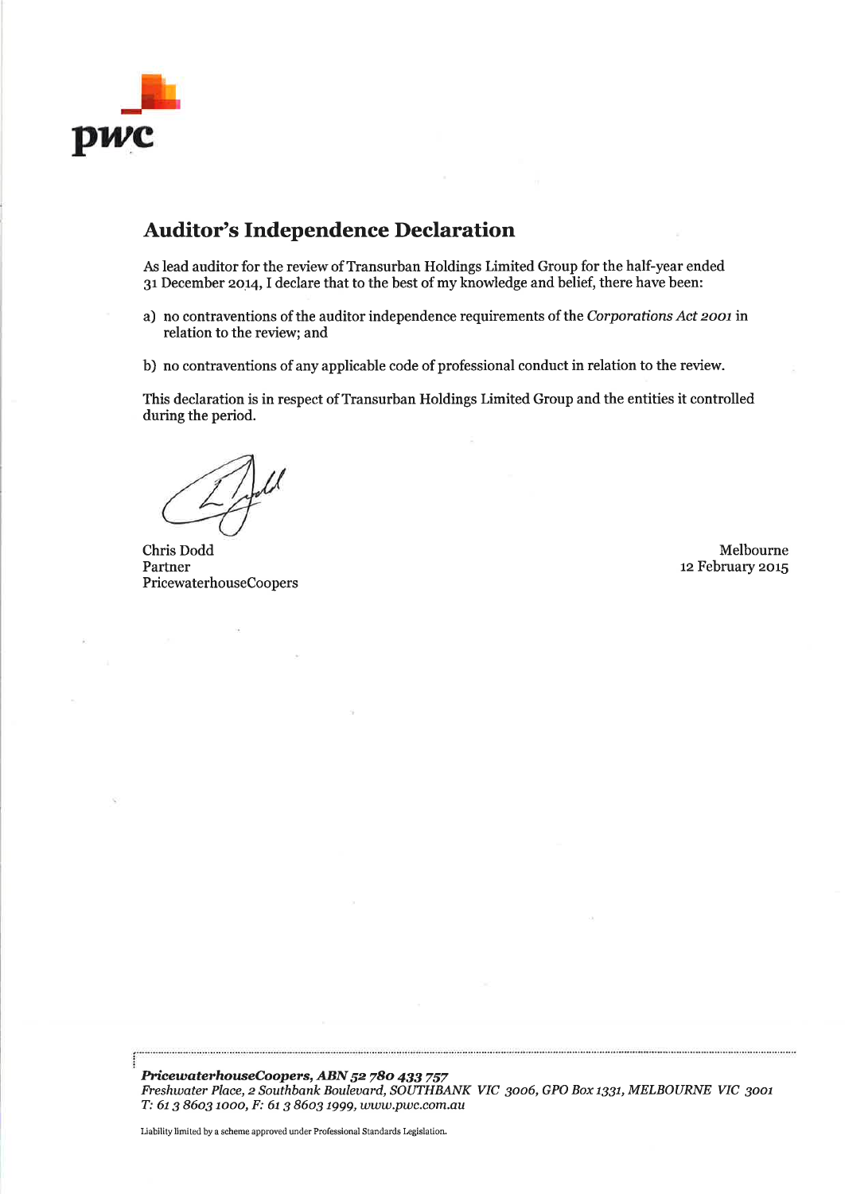pwc

## Auditor's Independence Declaration

As lead auditor for the review of Transurban Holdings Limited Group for the half-year ended 31 December 2014, I declare that to the best of my knowledge and belief, there have been:

a) no contraventions of the auditor independence requirements of the *Corporations Act 2001* in relation to the review; and

b) no contraventions of any applicable code of professional conduct in relation to the review.

This declaration is in respect of Transurban Holdings Limited Group and the entities it controlled during the period.

Chris Dodd
Partner
PricewaterhouseCoopers

Melbourne
12 February 2015

***PricewaterhouseCoopers, ABN 52 780 433 757***
*Freshwater Place, 2 Southbank Boulevard, SOUTHBANK VIC 3006, GPO Box 1331, MELBOURNE VIC 3001*
*T: 61 3 8603 1000, F: 61 3 8603 1999, www.pwc.com.au*

Liability limited by a scheme approved under Professional Standards Legislation.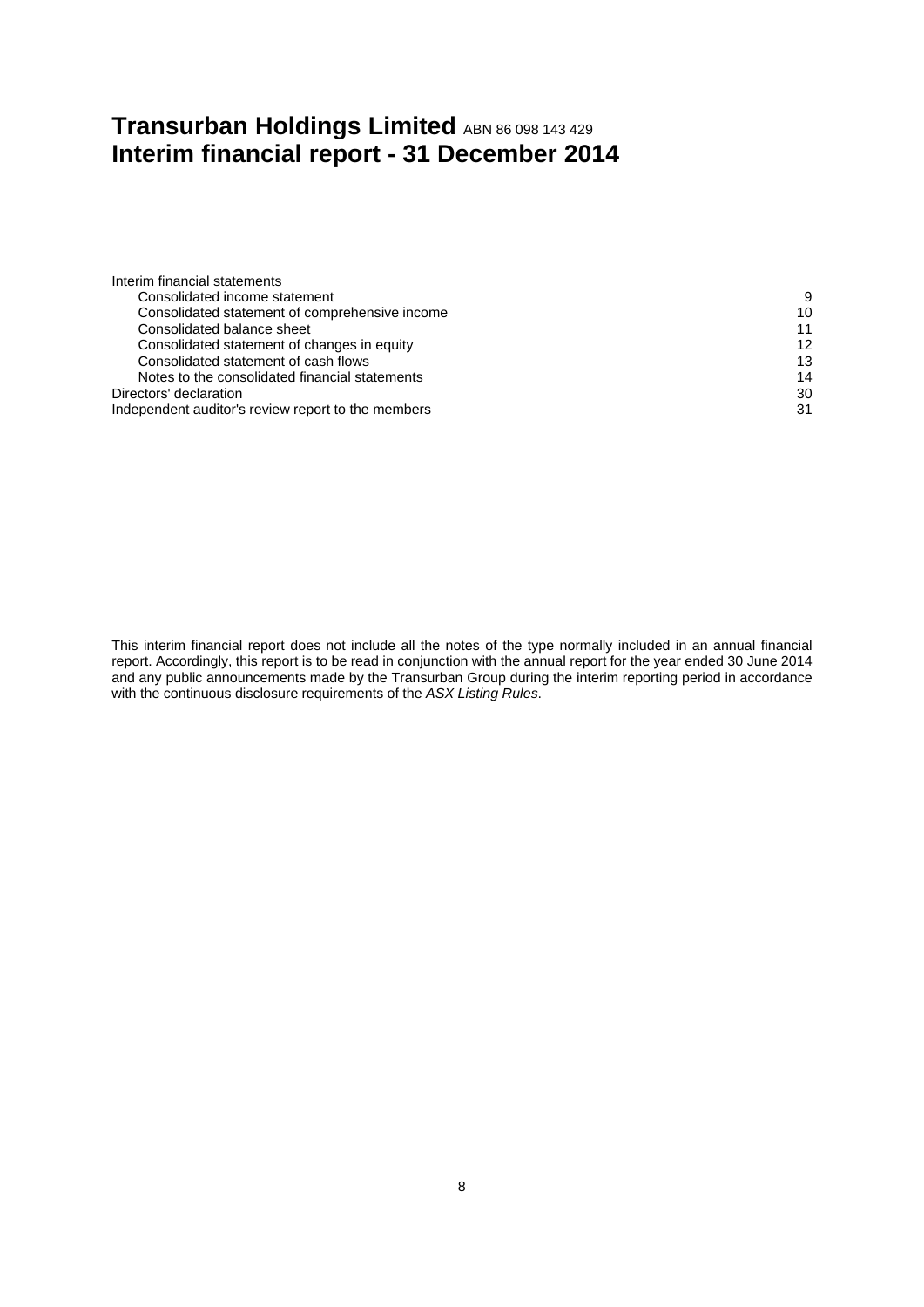# Transurban Holdings Limited ABN 86 098 143 429
# Interim financial report - 31 December 2014

| | |
|---|---|
| Interim financial statements | |
| Consolidated income statement | 9 |
| Consolidated statement of comprehensive income | 10 |
| Consolidated balance sheet | 11 |
| Consolidated statement of changes in equity | 12 |
| Consolidated statement of cash flows | 13 |
| Notes to the consolidated financial statements | 14 |
| Directors' declaration | 30 |
| Independent auditor's review report to the members | 31 |

This interim financial report does not include all the notes of the type normally included in an annual financial report. Accordingly, this report is to be read in conjunction with the annual report for the year ended 30 June 2014 and any public announcements made by the Transurban Group during the interim reporting period in accordance with the continuous disclosure requirements of the *ASX Listing Rules*.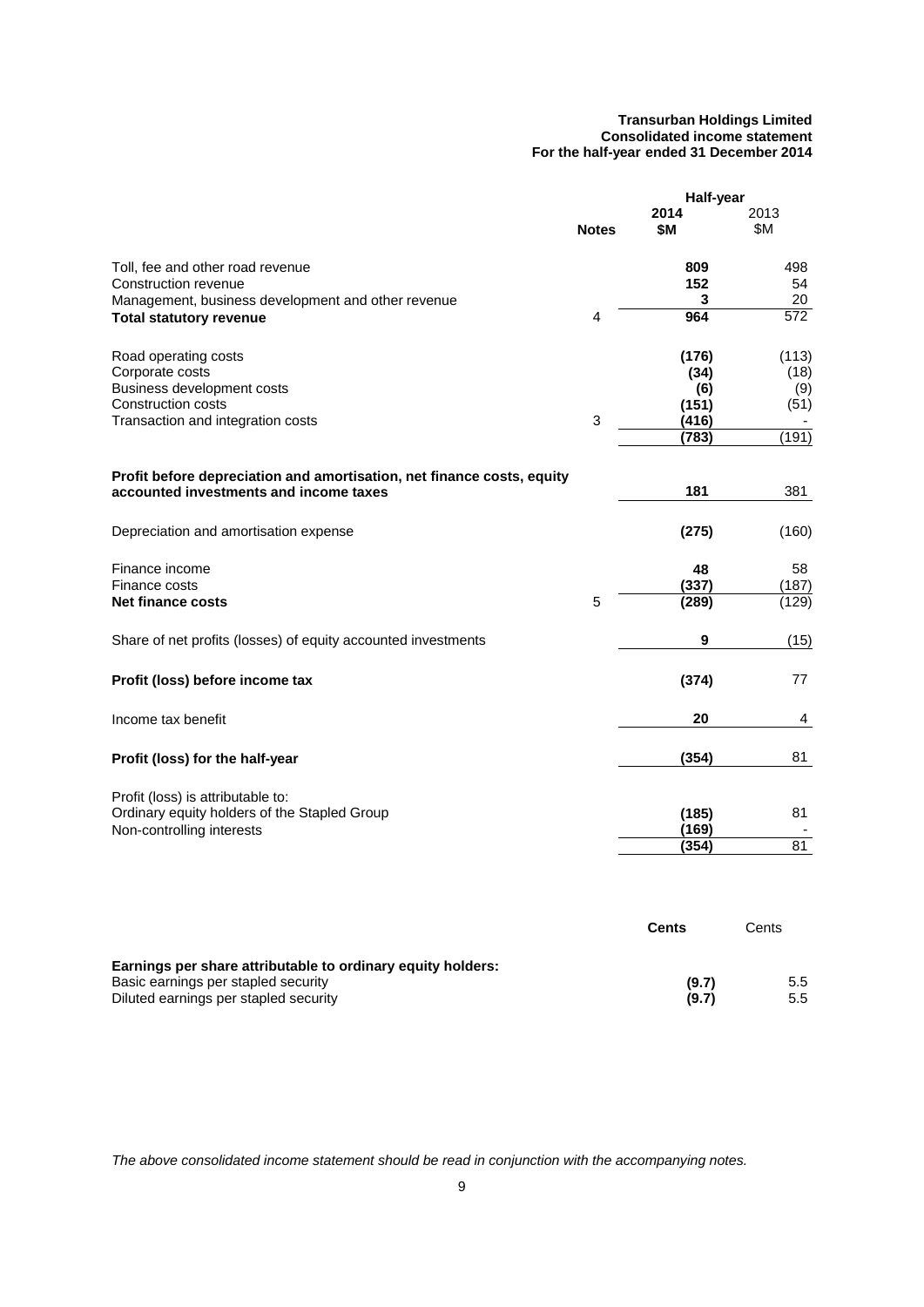**Transurban Holdings Limited**
**Consolidated income statement**
**For the half-year ended 31 December 2014**

| | Notes | Half-year 2014 $M | 2013 $M |
|---|---|---|---|
| Toll, fee and other road revenue | | **809** | 498 |
| Construction revenue | | **152** | 54 |
| Management, business development and other revenue | | **3** | 20 |
| **Total statutory revenue** | 4 | **964** | 572 |
| | | | |
| Road operating costs | | **(176)** | (113) |
| Corporate costs | | **(34)** | (18) |
| Business development costs | | **(6)** | (9) |
| Construction costs | | **(151)** | (51) |
| Transaction and integration costs | 3 | **(416)** | - |
| | | **(783)** | (191) |
| | | | |
| **Profit before depreciation and amortisation, net finance costs, equity accounted investments and income taxes** | | **181** | 381 |
| | | | |
| Depreciation and amortisation expense | | **(275)** | (160) |
| | | | |
| Finance income | | **48** | 58 |
| Finance costs | | **(337)** | (187) |
| **Net finance costs** | 5 | **(289)** | (129) |
| | | | |
| Share of net profits (losses) of equity accounted investments | | **9** | (15) |
| | | | |
| **Profit (loss) before income tax** | | **(374)** | 77 |
| | | | |
| Income tax benefit | | **20** | 4 |
| | | | |
| **Profit (loss) for the half-year** | | **(354)** | 81 |
| | | | |
| Profit (loss) is attributable to: | | | |
| Ordinary equity holders of the Stapled Group | | **(185)** | 81 |
| Non-controlling interests | | **(169)** | - |
| | | **(354)** | 81 |

| | Cents | Cents |
|---|---|---|
| **Earnings per share attributable to ordinary equity holders:** | | |
| Basic earnings per stapled security | **(9.7)** | 5.5 |
| Diluted earnings per stapled security | **(9.7)** | 5.5 |

*The above consolidated income statement should be read in conjunction with the accompanying notes.*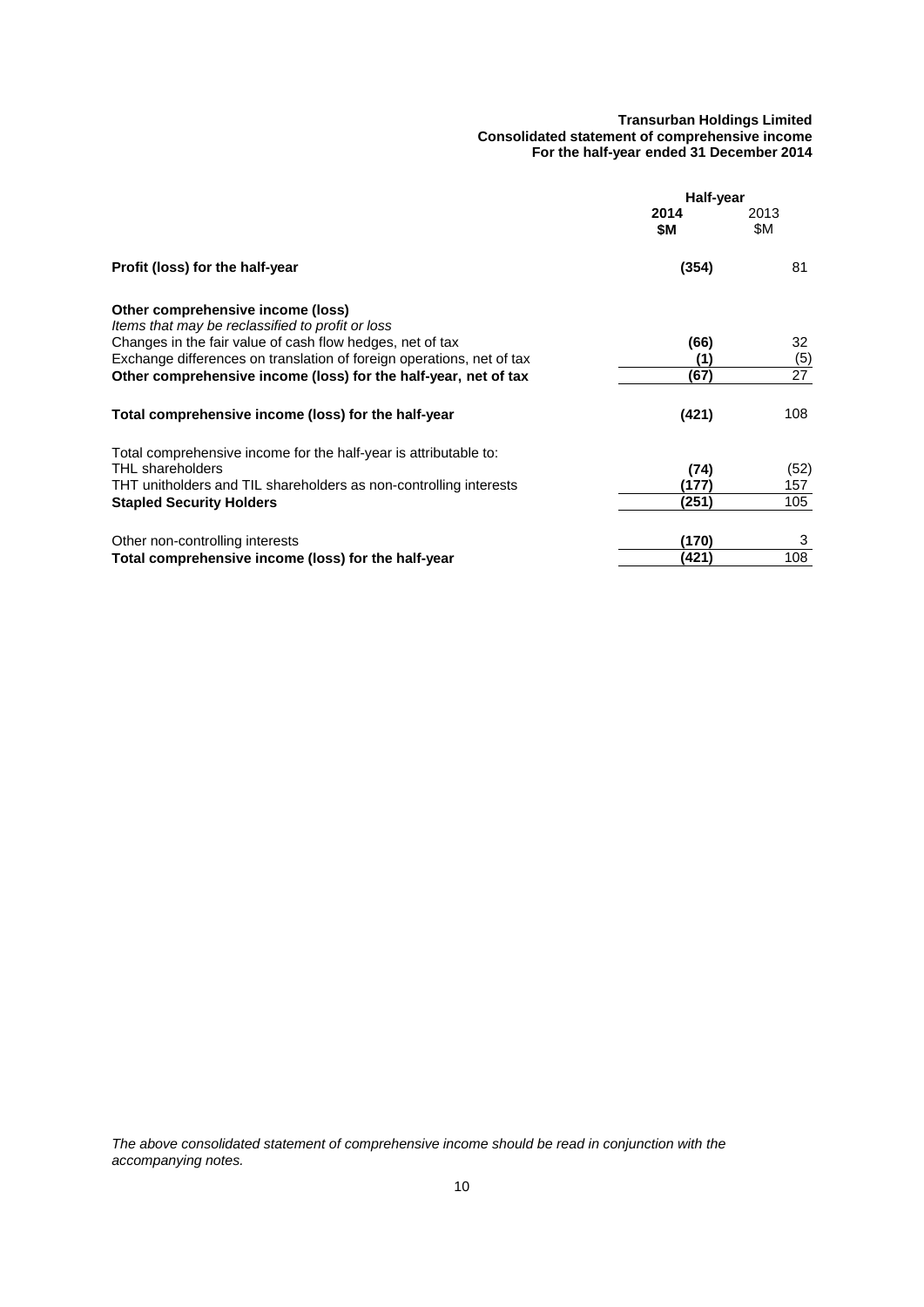**Transurban Holdings Limited**
**Consolidated statement of comprehensive income**
**For the half-year ended 31 December 2014**

| | Half-year | |
|---|---|---|
| | **2014** **$M** | 2013 $M |
| **Profit (loss) for the half-year** | **(354)** | 81 |
| **Other comprehensive income (loss)** | | |
| *Items that may be reclassified to profit or loss* | | |
| Changes in the fair value of cash flow hedges, net of tax | **(66)** | 32 |
| Exchange differences on translation of foreign operations, net of tax | **(1)** | (5) |
| **Other comprehensive income (loss) for the half-year, net of tax** | **(67)** | 27 |
| **Total comprehensive income (loss) for the half-year** | **(421)** | 108 |
| Total comprehensive income for the half-year is attributable to: | | |
| THL shareholders | **(74)** | (52) |
| THT unitholders and TIL shareholders as non-controlling interests | **(177)** | 157 |
| **Stapled Security Holders** | **(251)** | 105 |
| Other non-controlling interests | **(170)** | 3 |
| **Total comprehensive income (loss) for the half-year** | **(421)** | 108 |

*The above consolidated statement of comprehensive income should be read in conjunction with the accompanying notes.*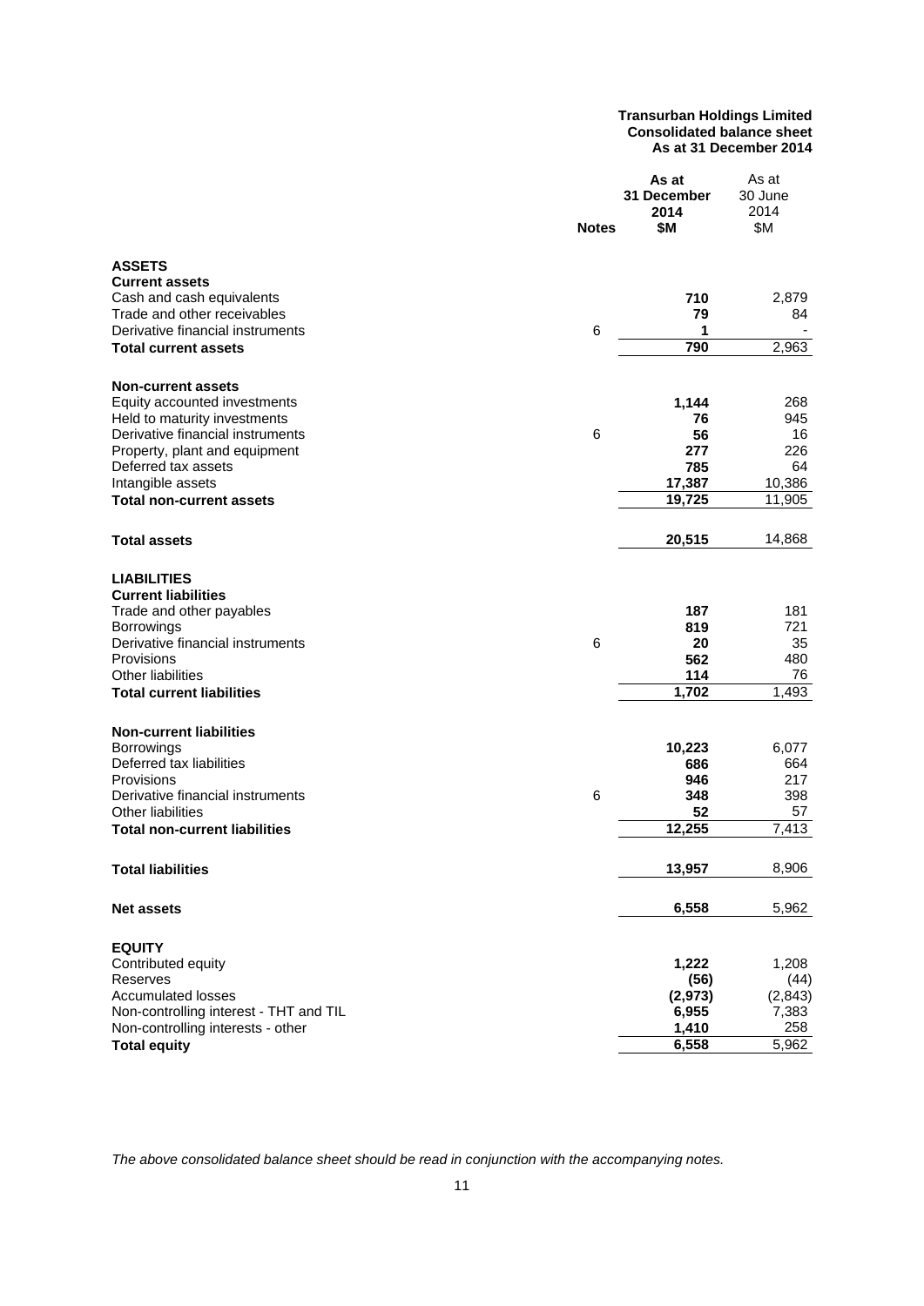**Transurban Holdings Limited**
**Consolidated balance sheet**
**As at 31 December 2014**

| | Notes | As at 31 December 2014 $M | As at 30 June 2014 $M |
|---|---|---|---|
| **ASSETS** | | | |
| **Current assets** | | | |
| Cash and cash equivalents | | **710** | 2,879 |
| Trade and other receivables | | **79** | 84 |
| Derivative financial instruments | 6 | **1** | - |
| **Total current assets** | | **790** | 2,963 |
| **Non-current assets** | | | |
| Equity accounted investments | | **1,144** | 268 |
| Held to maturity investments | | **76** | 945 |
| Derivative financial instruments | 6 | **56** | 16 |
| Property, plant and equipment | | **277** | 226 |
| Deferred tax assets | | **785** | 64 |
| Intangible assets | | **17,387** | 10,386 |
| **Total non-current assets** | | **19,725** | 11,905 |
| **Total assets** | | **20,515** | 14,868 |
| **LIABILITIES** | | | |
| **Current liabilities** | | | |
| Trade and other payables | | **187** | 181 |
| Borrowings | | **819** | 721 |
| Derivative financial instruments | 6 | **20** | 35 |
| Provisions | | **562** | 480 |
| Other liabilities | | **114** | 76 |
| **Total current liabilities** | | **1,702** | 1,493 |
| **Non-current liabilities** | | | |
| Borrowings | | **10,223** | 6,077 |
| Deferred tax liabilities | | **686** | 664 |
| Provisions | | **946** | 217 |
| Derivative financial instruments | 6 | **348** | 398 |
| Other liabilities | | **52** | 57 |
| **Total non-current liabilities** | | **12,255** | 7,413 |
| **Total liabilities** | | **13,957** | 8,906 |
| **Net assets** | | **6,558** | 5,962 |
| **EQUITY** | | | |
| Contributed equity | | **1,222** | 1,208 |
| Reserves | | **(56)** | (44) |
| Accumulated losses | | **(2,973)** | (2,843) |
| Non-controlling interest - THT and TIL | | **6,955** | 7,383 |
| Non-controlling interests - other | | **1,410** | 258 |
| **Total equity** | | **6,558** | 5,962 |

*The above consolidated balance sheet should be read in conjunction with the accompanying notes.*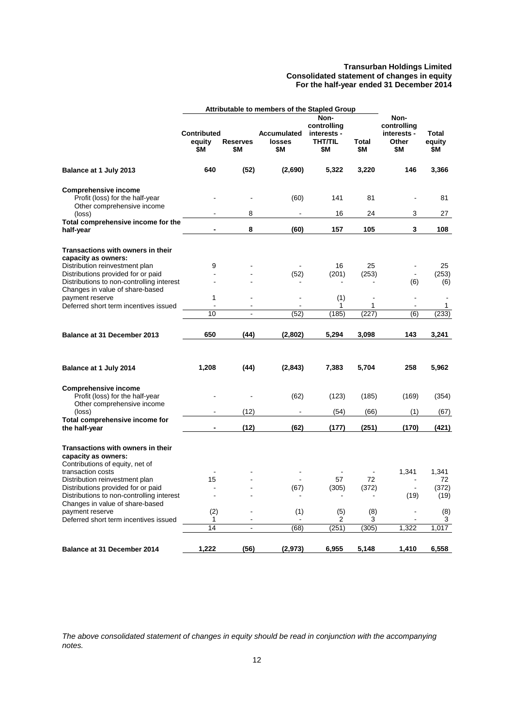**Transurban Holdings Limited**
**Consolidated statement of changes in equity**
**For the half-year ended 31 December 2014**

| | Attributable to members of the Stapled Group | | | | | | |
|---|---|---|---|---|---|---|---|
| | Contributed equity $M | Reserves $M | Accumulated losses $M | Non-controlling interests - THT/TIL $M | Total $M | Non-controlling interests - Other $M | Total equity $M |
| **Balance at 1 July 2013** | **640** | **(52)** | **(2,690)** | **5,322** | **3,220** | **146** | **3,366** |
| **Comprehensive income** | | | | | | | |
| Profit (loss) for the half-year | - | - | (60) | 141 | 81 | - | 81 |
| Other comprehensive income (loss) | - | 8 | - | 16 | 24 | 3 | 27 |
| **Total comprehensive income for the half-year** | **-** | **8** | **(60)** | **157** | **105** | **3** | **108** |
| **Transactions with owners in their capacity as owners:** | | | | | | | |
| Distribution reinvestment plan | 9 | - | - | 16 | 25 | - | 25 |
| Distributions provided for or paid | - | - | (52) | (201) | (253) | - | (253) |
| Distributions to non-controlling interest | - | - | - | - | - | (6) | (6) |
| Changes in value of share-based payment reserve | 1 | - | - | (1) | - | - | - |
| Deferred short term incentives issued | - | - | - | 1 | 1 | - | 1 |
| | 10 | - | (52) | (185) | (227) | (6) | (233) |
| **Balance at 31 December 2013** | **650** | **(44)** | **(2,802)** | **5,294** | **3,098** | **143** | **3,241** |
| **Balance at 1 July 2014** | **1,208** | **(44)** | **(2,843)** | **7,383** | **5,704** | **258** | **5,962** |
| **Comprehensive income** | | | | | | | |
| Profit (loss) for the half-year | - | - | (62) | (123) | (185) | (169) | (354) |
| Other comprehensive income (loss) | - | (12) | - | (54) | (66) | (1) | (67) |
| **Total comprehensive income for the half-year** | **-** | **(12)** | **(62)** | **(177)** | **(251)** | **(170)** | **(421)** |
| **Transactions with owners in their capacity as owners:** | | | | | | | |
| Contributions of equity, net of transaction costs | - | - | - | - | - | 1,341 | 1,341 |
| Distribution reinvestment plan | 15 | - | - | 57 | 72 | - | 72 |
| Distributions provided for or paid | - | - | (67) | (305) | (372) | - | (372) |
| Distributions to non-controlling interest | - | - | - | - | - | (19) | (19) |
| Changes in value of share-based payment reserve | (2) | - | (1) | (5) | (8) | - | (8) |
| Deferred short term incentives issued | 1 | - | - | 2 | 3 | - | 3 |
| | 14 | - | (68) | (251) | (305) | 1,322 | 1,017 |
| **Balance at 31 December 2014** | **1,222** | **(56)** | **(2,973)** | **6,955** | **5,148** | **1,410** | **6,558** |

*The above consolidated statement of changes in equity should be read in conjunction with the accompanying notes.*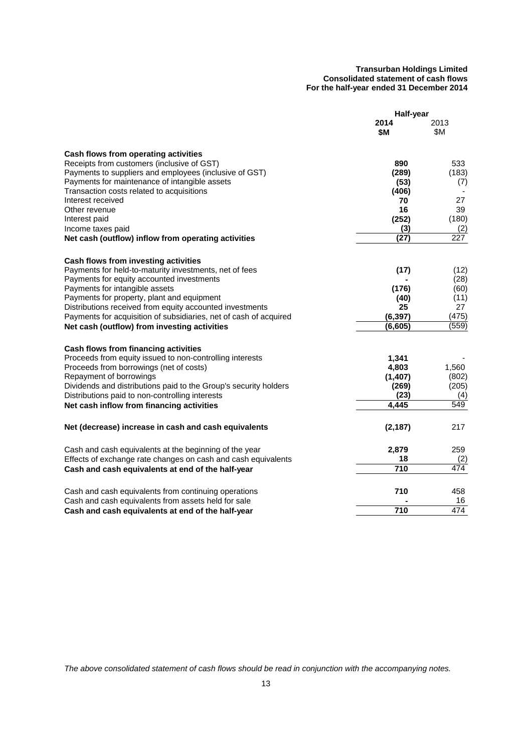**Transurban Holdings Limited**
**Consolidated statement of cash flows**
**For the half-year ended 31 December 2014**

| | Half-year | |
|---|---|---|
| | **2014** **$M** | 2013 $M |
| **Cash flows from operating activities** | | |
| Receipts from customers (inclusive of GST) | **890** | 533 |
| Payments to suppliers and employees (inclusive of GST) | **(289)** | (183) |
| Payments for maintenance of intangible assets | **(53)** | (7) |
| Transaction costs related to acquisitions | **(406)** | - |
| Interest received | **70** | 27 |
| Other revenue | **16** | 39 |
| Interest paid | **(252)** | (180) |
| Income taxes paid | **(3)** | (2) |
| **Net cash (outflow) inflow from operating activities** | **(27)** | 227 |
| **Cash flows from investing activities** | | |
| Payments for held-to-maturity investments, net of fees | **(17)** | (12) |
| Payments for equity accounted investments | **-** | (28) |
| Payments for intangible assets | **(176)** | (60) |
| Payments for property, plant and equipment | **(40)** | (11) |
| Distributions received from equity accounted investments | **25** | 27 |
| Payments for acquisition of subsidiaries, net of cash of acquired | **(6,397)** | (475) |
| **Net cash (outflow) from investing activities** | **(6,605)** | (559) |
| **Cash flows from financing activities** | | |
| Proceeds from equity issued to non-controlling interests | **1,341** | - |
| Proceeds from borrowings (net of costs) | **4,803** | 1,560 |
| Repayment of borrowings | **(1,407)** | (802) |
| Dividends and distributions paid to the Group's security holders | **(269)** | (205) |
| Distributions paid to non-controlling interests | **(23)** | (4) |
| **Net cash inflow from financing activities** | **4,445** | 549 |
| **Net (decrease) increase in cash and cash equivalents** | **(2,187)** | 217 |
| Cash and cash equivalents at the beginning of the year | **2,879** | 259 |
| Effects of exchange rate changes on cash and cash equivalents | **18** | (2) |
| **Cash and cash equivalents at end of the half-year** | **710** | 474 |
| Cash and cash equivalents from continuing operations | **710** | 458 |
| Cash and cash equivalents from assets held for sale | **-** | 16 |
| **Cash and cash equivalents at end of the half-year** | **710** | 474 |

*The above consolidated statement of cash flows should be read in conjunction with the accompanying notes.*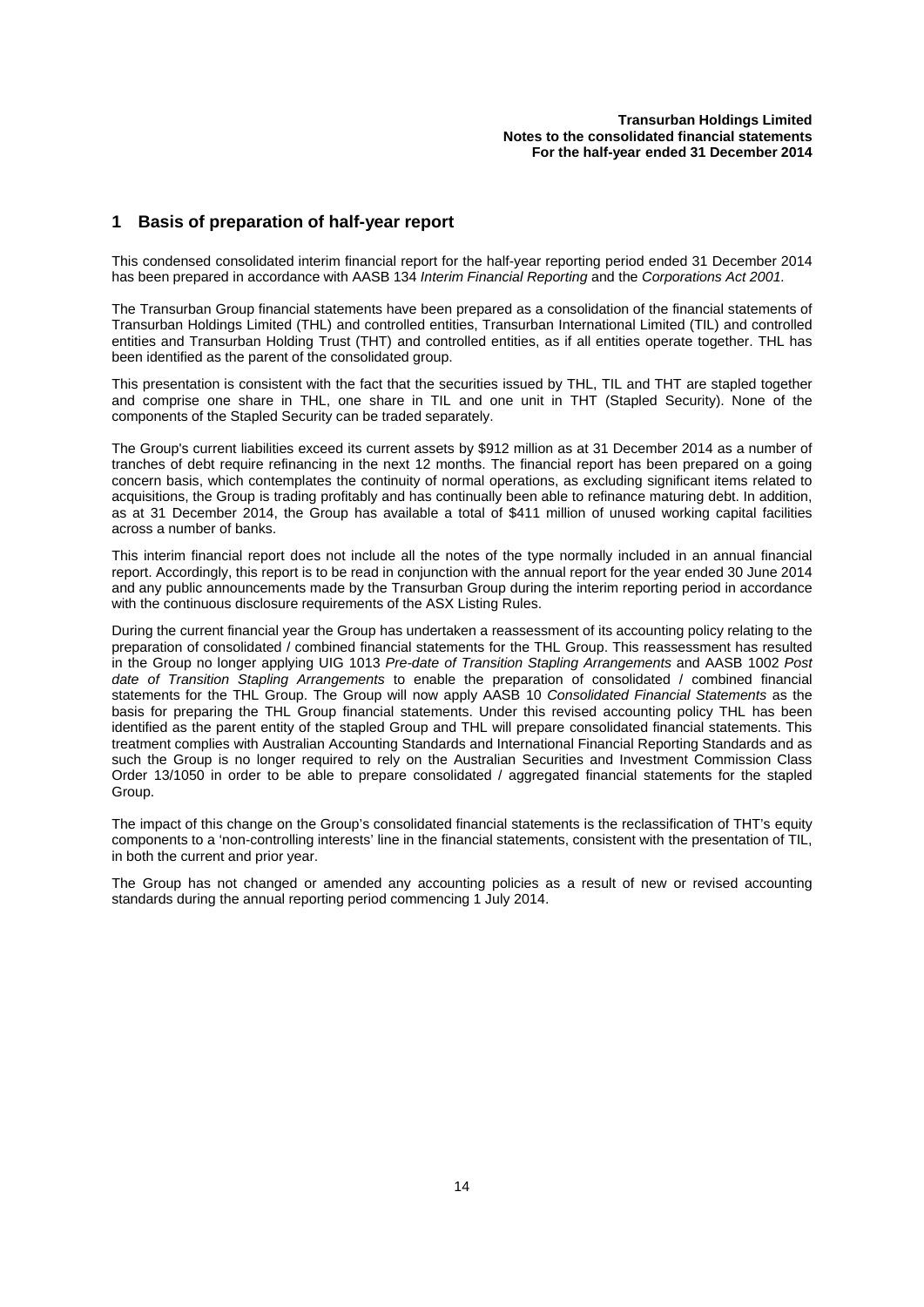## 1 Basis of preparation of half-year report

This condensed consolidated interim financial report for the half-year reporting period ended 31 December 2014 has been prepared in accordance with AASB 134 *Interim Financial Reporting* and the *Corporations Act 2001.*

The Transurban Group financial statements have been prepared as a consolidation of the financial statements of Transurban Holdings Limited (THL) and controlled entities, Transurban International Limited (TIL) and controlled entities and Transurban Holding Trust (THT) and controlled entities, as if all entities operate together. THL has been identified as the parent of the consolidated group.

This presentation is consistent with the fact that the securities issued by THL, TIL and THT are stapled together and comprise one share in THL, one share in TIL and one unit in THT (Stapled Security). None of the components of the Stapled Security can be traded separately.

The Group's current liabilities exceed its current assets by $912 million as at 31 December 2014 as a number of tranches of debt require refinancing in the next 12 months. The financial report has been prepared on a going concern basis, which contemplates the continuity of normal operations, as excluding significant items related to acquisitions, the Group is trading profitably and has continually been able to refinance maturing debt. In addition, as at 31 December 2014, the Group has available a total of $411 million of unused working capital facilities across a number of banks.

This interim financial report does not include all the notes of the type normally included in an annual financial report. Accordingly, this report is to be read in conjunction with the annual report for the year ended 30 June 2014 and any public announcements made by the Transurban Group during the interim reporting period in accordance with the continuous disclosure requirements of the ASX Listing Rules.

During the current financial year the Group has undertaken a reassessment of its accounting policy relating to the preparation of consolidated / combined financial statements for the THL Group. This reassessment has resulted in the Group no longer applying UIG 1013 *Pre-date of Transition Stapling Arrangements* and AASB 1002 *Post date of Transition Stapling Arrangements* to enable the preparation of consolidated / combined financial statements for the THL Group. The Group will now apply AASB 10 *Consolidated Financial Statements* as the basis for preparing the THL Group financial statements. Under this revised accounting policy THL has been identified as the parent entity of the stapled Group and THL will prepare consolidated financial statements. This treatment complies with Australian Accounting Standards and International Financial Reporting Standards and as such the Group is no longer required to rely on the Australian Securities and Investment Commission Class Order 13/1050 in order to be able to prepare consolidated / aggregated financial statements for the stapled Group.

The impact of this change on the Group's consolidated financial statements is the reclassification of THT's equity components to a 'non-controlling interests' line in the financial statements, consistent with the presentation of TIL, in both the current and prior year.

The Group has not changed or amended any accounting policies as a result of new or revised accounting standards during the annual reporting period commencing 1 July 2014.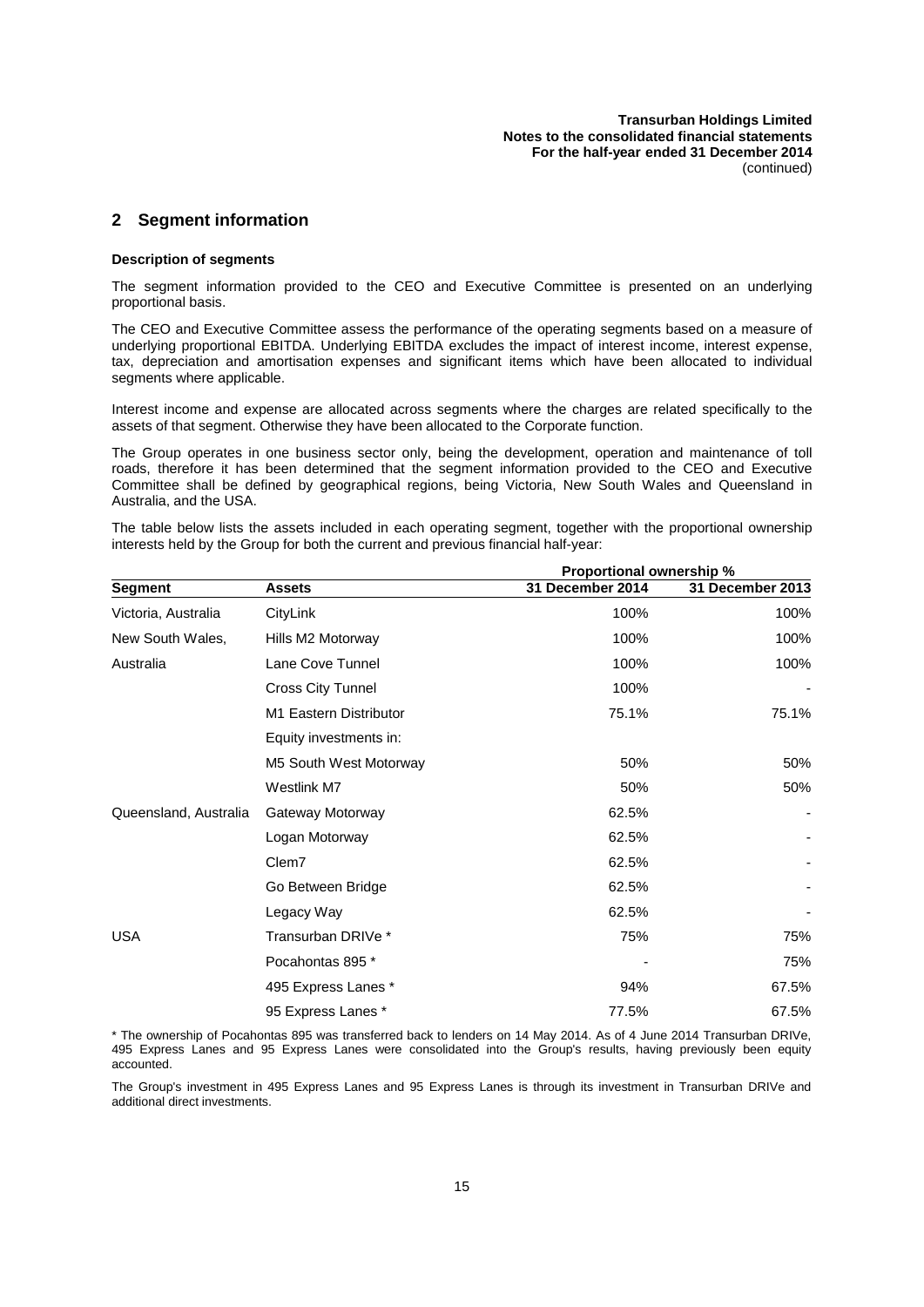## 2 Segment information

**Description of segments**

The segment information provided to the CEO and Executive Committee is presented on an underlying proportional basis.

The CEO and Executive Committee assess the performance of the operating segments based on a measure of underlying proportional EBITDA. Underlying EBITDA excludes the impact of interest income, interest expense, tax, depreciation and amortisation expenses and significant items which have been allocated to individual segments where applicable.

Interest income and expense are allocated across segments where the charges are related specifically to the assets of that segment. Otherwise they have been allocated to the Corporate function.

The Group operates in one business sector only, being the development, operation and maintenance of toll roads, therefore it has been determined that the segment information provided to the CEO and Executive Committee shall be defined by geographical regions, being Victoria, New South Wales and Queensland in Australia, and the USA.

The table below lists the assets included in each operating segment, together with the proportional ownership interests held by the Group for both the current and previous financial half-year:

| | | Proportional ownership % | |
|---|---|---|---|
| **Segment** | **Assets** | **31 December 2014** | **31 December 2013** |
| Victoria, Australia | CityLink | 100% | 100% |
| New South Wales, | Hills M2 Motorway | 100% | 100% |
| Australia | Lane Cove Tunnel | 100% | 100% |
| | Cross City Tunnel | 100% | - |
| | M1 Eastern Distributor | 75.1% | 75.1% |
| | Equity investments in: | | |
| | M5 South West Motorway | 50% | 50% |
| | Westlink M7 | 50% | 50% |
| Queensland, Australia | Gateway Motorway | 62.5% | - |
| | Logan Motorway | 62.5% | - |
| | Clem7 | 62.5% | - |
| | Go Between Bridge | 62.5% | - |
| | Legacy Way | 62.5% | - |
| USA | Transurban DRIVe * | 75% | 75% |
| | Pocahontas 895 * | - | 75% |
| | 495 Express Lanes * | 94% | 67.5% |
| | 95 Express Lanes * | 77.5% | 67.5% |

* The ownership of Pocahontas 895 was transferred back to lenders on 14 May 2014. As of 4 June 2014 Transurban DRIVe, 495 Express Lanes and 95 Express Lanes were consolidated into the Group's results, having previously been equity accounted.

The Group's investment in 495 Express Lanes and 95 Express Lanes is through its investment in Transurban DRIVe and additional direct investments.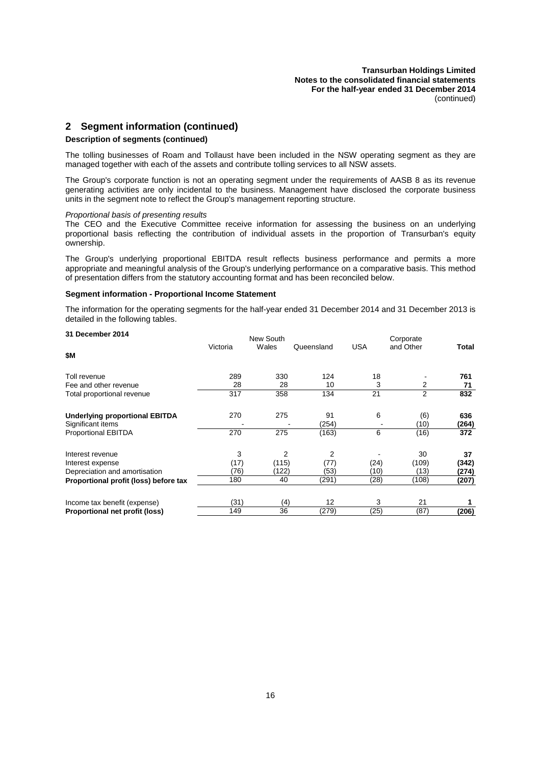## 2 Segment information (continued)

### Description of segments (continued)

The tolling businesses of Roam and Tollaust have been included in the NSW operating segment as they are managed together with each of the assets and contribute tolling services to all NSW assets.

The Group's corporate function is not an operating segment under the requirements of AASB 8 as its revenue generating activities are only incidental to the business. Management have disclosed the corporate business units in the segment note to reflect the Group's management reporting structure.

*Proportional basis of presenting results*

The CEO and the Executive Committee receive information for assessing the business on an underlying proportional basis reflecting the contribution of individual assets in the proportion of Transurban's equity ownership.

The Group's underlying proportional EBITDA result reflects business performance and permits a more appropriate and meaningful analysis of the Group's underlying performance on a comparative basis. This method of presentation differs from the statutory accounting format and has been reconciled below.

### Segment information - Proportional Income Statement

The information for the operating segments for the half-year ended 31 December 2014 and 31 December 2013 is detailed in the following tables.

| **31 December 2014**<br>**$M** | Victoria | New South Wales | Queensland | USA | Corporate and Other | **Total** |
|---|---|---|---|---|---|---|
| Toll revenue | 289 | 330 | 124 | 18 | - | **761** |
| Fee and other revenue | 28 | 28 | 10 | 3 | 2 | **71** |
| Total proportional revenue | 317 | 358 | 134 | 21 | 2 | **832** |
| **Underlying proportional EBITDA** | 270 | 275 | 91 | 6 | (6) | **636** |
| Significant items | - | - | (254) | - | (10) | **(264)** |
| Proportional EBITDA | 270 | 275 | (163) | 6 | (16) | **372** |
| Interest revenue | 3 | 2 | 2 | - | 30 | **37** |
| Interest expense | (17) | (115) | (77) | (24) | (109) | **(342)** |
| Depreciation and amortisation | (76) | (122) | (53) | (10) | (13) | **(274)** |
| **Proportional profit (loss) before tax** | 180 | 40 | (291) | (28) | (108) | **(207)** |
| Income tax benefit (expense) | (31) | (4) | 12 | 3 | 21 | **1** |
| **Proportional net profit (loss)** | 149 | 36 | (279) | (25) | (87) | **(206)** |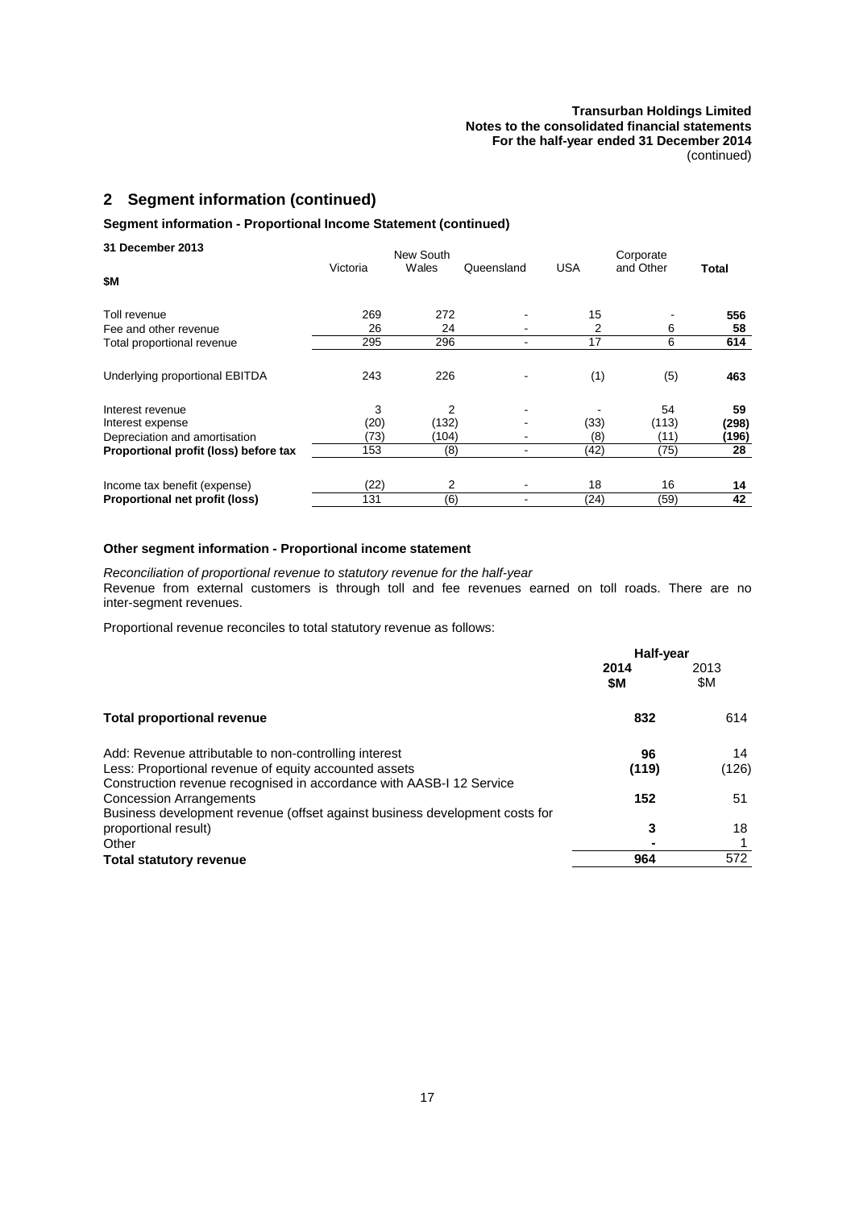## 2 Segment information (continued)

### Segment information - Proportional Income Statement (continued)

| 31 December 2013<br>$M | Victoria | New South Wales | Queensland | USA | Corporate and Other | Total |
|---|---|---|---|---|---|---|
| Toll revenue | 269 | 272 | - | 15 | - | **556** |
| Fee and other revenue | 26 | 24 | - | 2 | 6 | **58** |
| Total proportional revenue | 295 | 296 | - | 17 | 6 | **614** |
| Underlying proportional EBITDA | 243 | 226 | - | (1) | (5) | **463** |
| Interest revenue | 3 | 2 | - | - | 54 | **59** |
| Interest expense | (20) | (132) | - | (33) | (113) | **(298)** |
| Depreciation and amortisation | (73) | (104) | - | (8) | (11) | **(196)** |
| **Proportional profit (loss) before tax** | 153 | (8) | - | (42) | (75) | **28** |
| Income tax benefit (expense) | (22) | 2 | - | 18 | 16 | **14** |
| **Proportional net profit (loss)** | 131 | (6) | - | (24) | (59) | **42** |

### Other segment information - Proportional income statement

*Reconciliation of proportional revenue to statutory revenue for the half-year*

Revenue from external customers is through toll and fee revenues earned on toll roads. There are no inter-segment revenues.

Proportional revenue reconciles to total statutory revenue as follows:

| | Half-year 2014 $M | Half-year 2013 $M |
|---|---|---|
| **Total proportional revenue** | **832** | 614 |
| Add: Revenue attributable to non-controlling interest | **96** | 14 |
| Less: Proportional revenue of equity accounted assets | **(119)** | (126) |
| Construction revenue recognised in accordance with AASB-I 12 Service Concession Arrangements | **152** | 51 |
| Business development revenue (offset against business development costs for proportional result) | **3** | 18 |
| Other | **-** | 1 |
| **Total statutory revenue** | **964** | 572 |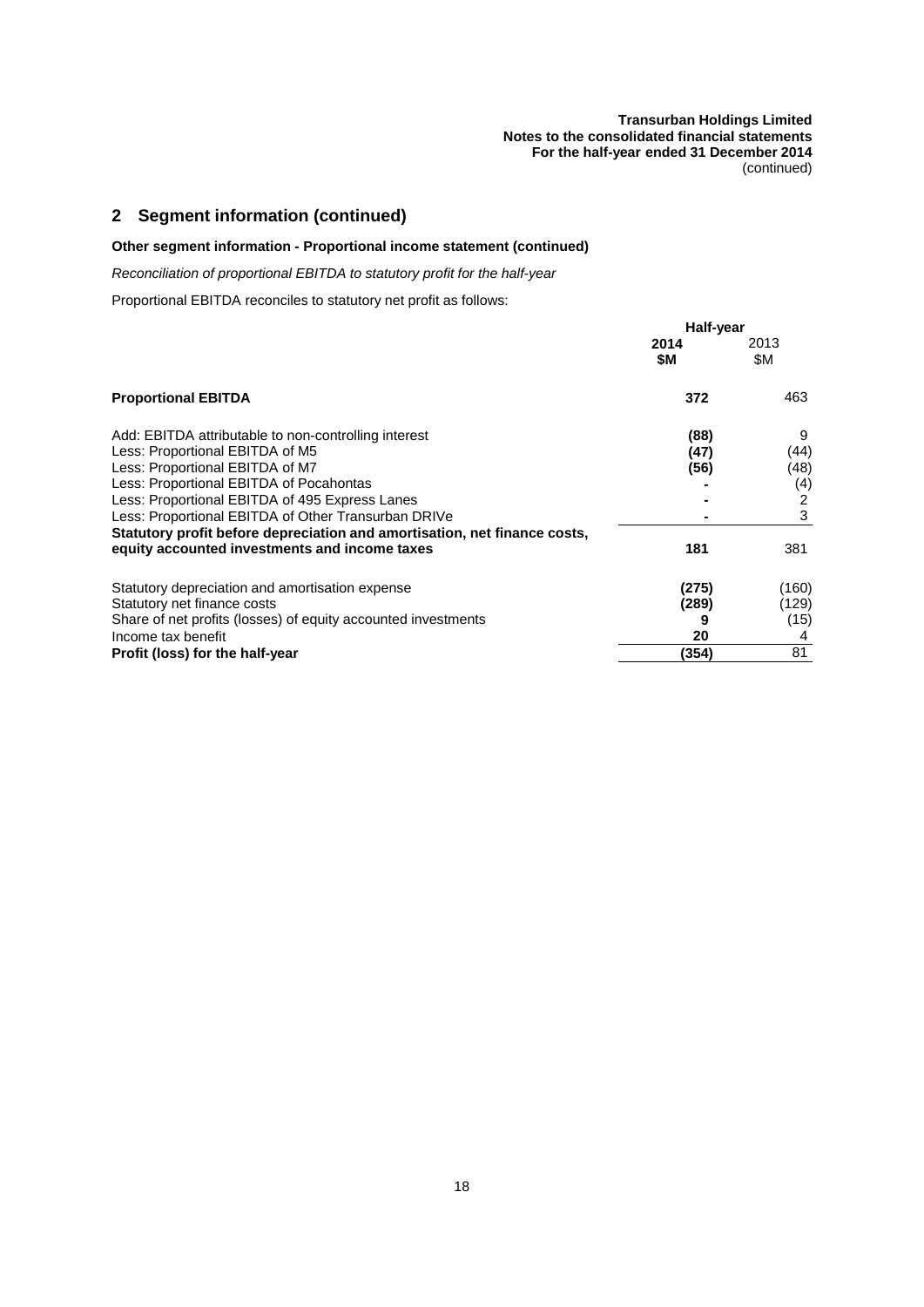## 2 Segment information (continued)

### Other segment information - Proportional income statement (continued)

*Reconciliation of proportional EBITDA to statutory profit for the half-year*

Proportional EBITDA reconciles to statutory net profit as follows:

| | Half-year | |
|---|---|---|
| | **2014 $M** | 2013 $M |
| **Proportional EBITDA** | **372** | 463 |
| Add: EBITDA attributable to non-controlling interest | **(88)** | 9 |
| Less: Proportional EBITDA of M5 | **(47)** | (44) |
| Less: Proportional EBITDA of M7 | **(56)** | (48) |
| Less: Proportional EBITDA of Pocahontas | **-** | (4) |
| Less: Proportional EBITDA of 495 Express Lanes | **-** | 2 |
| Less: Proportional EBITDA of Other Transurban DRIVe | **-** | 3 |
| **Statutory profit before depreciation and amortisation, net finance costs, equity accounted investments and income taxes** | **181** | 381 |
| Statutory depreciation and amortisation expense | **(275)** | (160) |
| Statutory net finance costs | **(289)** | (129) |
| Share of net profits (losses) of equity accounted investments | **9** | (15) |
| Income tax benefit | **20** | 4 |
| **Profit (loss) for the half-year** | **(354)** | 81 |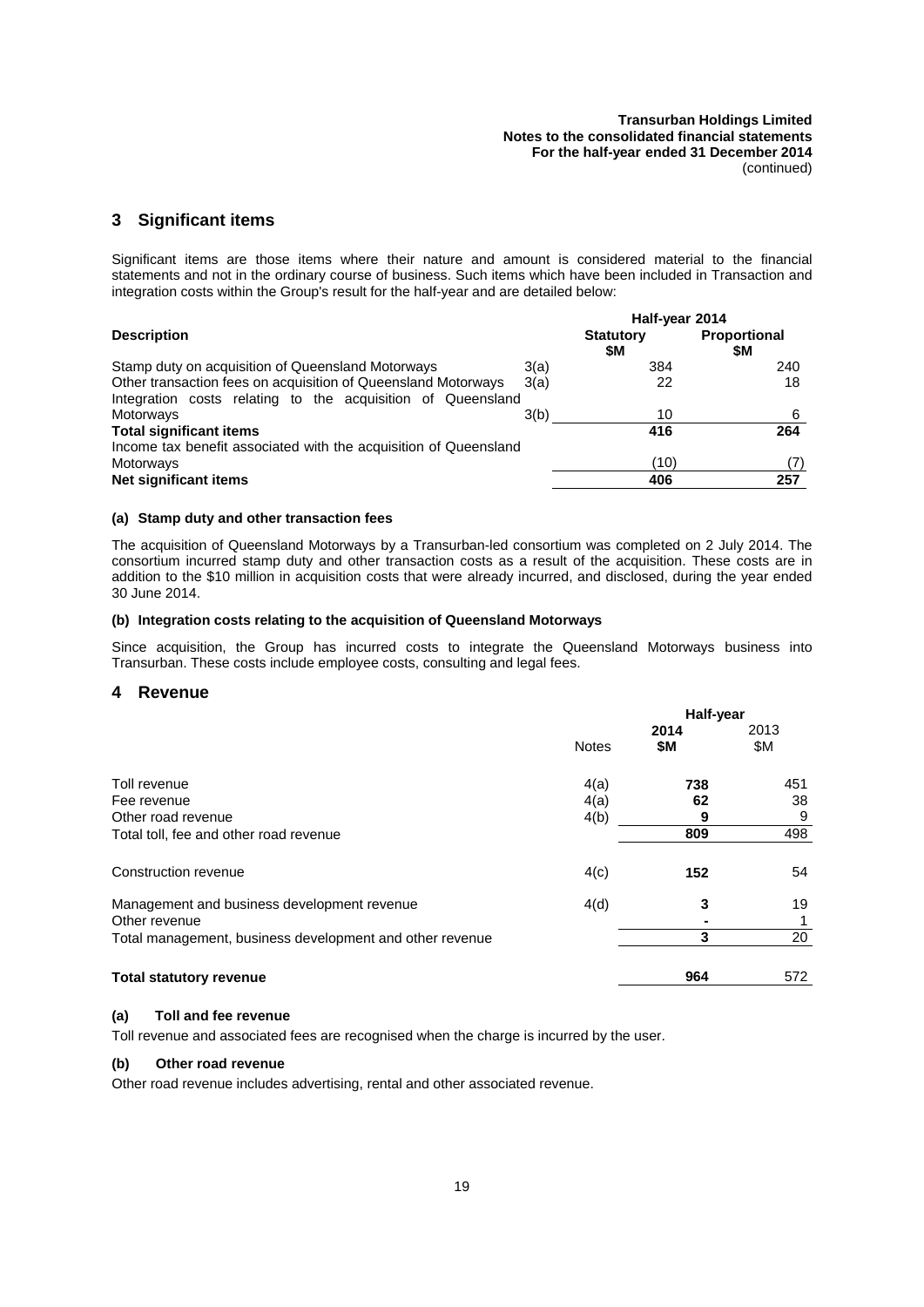## 3 Significant items

Significant items are those items where their nature and amount is considered material to the financial statements and not in the ordinary course of business. Such items which have been included in Transaction and integration costs within the Group's result for the half-year and are detailed below:

| Description | | Half-year 2014 Statutory $M | Half-year 2014 Proportional $M |
|---|---|---|---|
| Stamp duty on acquisition of Queensland Motorways | 3(a) | 384 | 240 |
| Other transaction fees on acquisition of Queensland Motorways | 3(a) | 22 | 18 |
| Integration costs relating to the acquisition of Queensland Motorways | 3(b) | 10 | 6 |
| **Total significant items** | | **416** | **264** |
| Income tax benefit associated with the acquisition of Queensland Motorways | | (10) | (7) |
| **Net significant items** | | **406** | **257** |

### (a) Stamp duty and other transaction fees

The acquisition of Queensland Motorways by a Transurban-led consortium was completed on 2 July 2014. The consortium incurred stamp duty and other transaction costs as a result of the acquisition. These costs are in addition to the $10 million in acquisition costs that were already incurred, and disclosed, during the year ended 30 June 2014.

### (b) Integration costs relating to the acquisition of Queensland Motorways

Since acquisition, the Group has incurred costs to integrate the Queensland Motorways business into Transurban. These costs include employee costs, consulting and legal fees.

## 4 Revenue

| | Notes | Half-year 2014 $M | Half-year 2013 $M |
|---|---|---|---|
| Toll revenue | 4(a) | **738** | 451 |
| Fee revenue | 4(a) | **62** | 38 |
| Other road revenue | 4(b) | **9** | 9 |
| Total toll, fee and other road revenue | | **809** | 498 |
| Construction revenue | 4(c) | **152** | 54 |
| Management and business development revenue | 4(d) | **3** | 19 |
| Other revenue | | **-** | 1 |
| Total management, business development and other revenue | | **3** | 20 |
| **Total statutory revenue** | | **964** | 572 |

### (a) Toll and fee revenue

Toll revenue and associated fees are recognised when the charge is incurred by the user.

### (b) Other road revenue

Other road revenue includes advertising, rental and other associated revenue.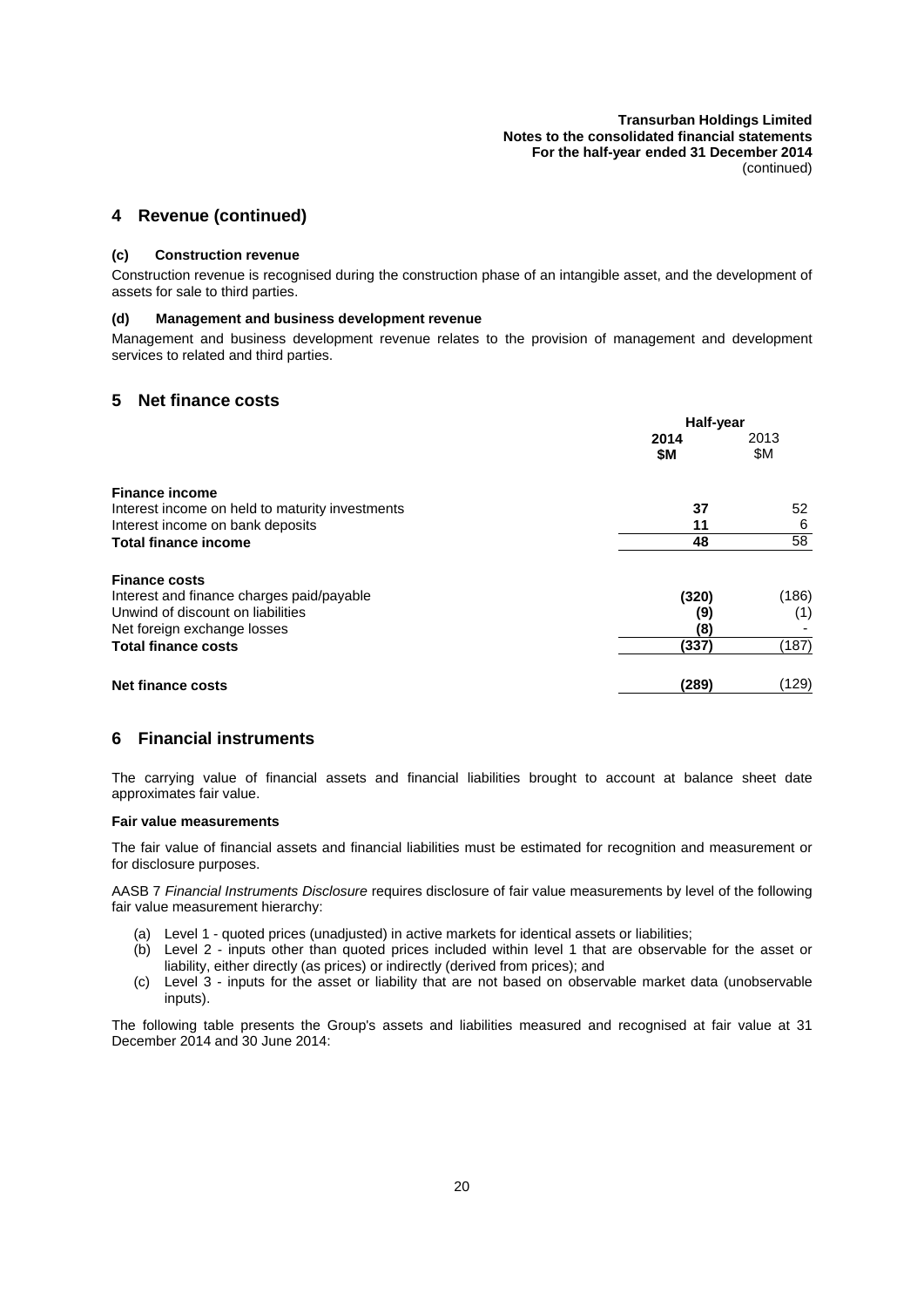## 4 Revenue (continued)

### (c) Construction revenue

Construction revenue is recognised during the construction phase of an intangible asset, and the development of assets for sale to third parties.

### (d) Management and business development revenue

Management and business development revenue relates to the provision of management and development services to related and third parties.

## 5 Net finance costs

| | Half-year | |
|---|---|---|
| | **2014 $M** | 2013 $M |
| **Finance income** | | |
| Interest income on held to maturity investments | **37** | 52 |
| Interest income on bank deposits | **11** | 6 |
| **Total finance income** | **48** | 58 |
| **Finance costs** | | |
| Interest and finance charges paid/payable | **(320)** | (186) |
| Unwind of discount on liabilities | **(9)** | (1) |
| Net foreign exchange losses | **(8)** | - |
| **Total finance costs** | **(337)** | (187) |
| **Net finance costs** | **(289)** | (129) |

## 6 Financial instruments

The carrying value of financial assets and financial liabilities brought to account at balance sheet date approximates fair value.

**Fair value measurements**

The fair value of financial assets and financial liabilities must be estimated for recognition and measurement or for disclosure purposes.

AASB 7 *Financial Instruments Disclosure* requires disclosure of fair value measurements by level of the following fair value measurement hierarchy:

(a) Level 1 - quoted prices (unadjusted) in active markets for identical assets or liabilities;
(b) Level 2 - inputs other than quoted prices included within level 1 that are observable for the asset or liability, either directly (as prices) or indirectly (derived from prices); and
(c) Level 3 - inputs for the asset or liability that are not based on observable market data (unobservable inputs).

The following table presents the Group's assets and liabilities measured and recognised at fair value at 31 December 2014 and 30 June 2014: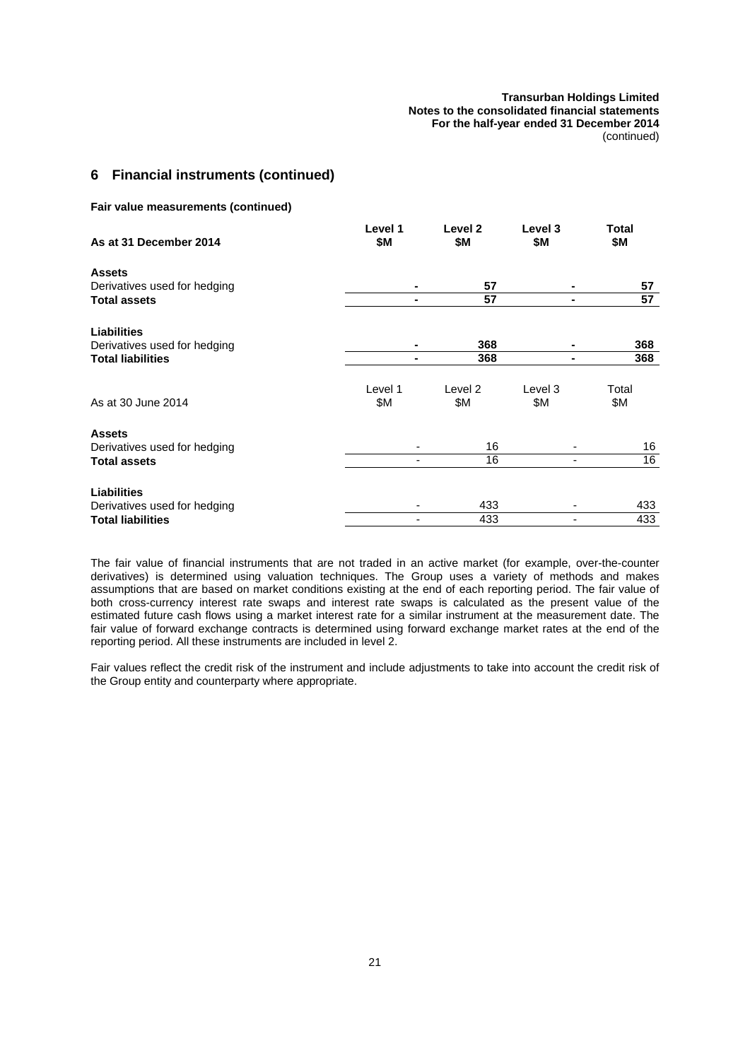## 6 Financial instruments (continued)

**Fair value measurements (continued)**

| **As at 31 December 2014** | **Level 1 $M** | **Level 2 $M** | **Level 3 $M** | **Total $M** |
|---|---|---|---|---|
| **Assets** | | | | |
| Derivatives used for hedging | - | 57 | - | 57 |
| **Total assets** | - | 57 | - | 57 |
| **Liabilities** | | | | |
| Derivatives used for hedging | - | 368 | - | 368 |
| **Total liabilities** | - | 368 | - | 368 |

| As at 30 June 2014 | Level 1 $M | Level 2 $M | Level 3 $M | Total $M |
|---|---|---|---|---|
| **Assets** | | | | |
| Derivatives used for hedging | - | 16 | - | 16 |
| **Total assets** | - | 16 | - | 16 |
| **Liabilities** | | | | |
| Derivatives used for hedging | - | 433 | - | 433 |
| **Total liabilities** | - | 433 | - | 433 |

The fair value of financial instruments that are not traded in an active market (for example, over-the-counter derivatives) is determined using valuation techniques. The Group uses a variety of methods and makes assumptions that are based on market conditions existing at the end of each reporting period. The fair value of both cross-currency interest rate swaps and interest rate swaps is calculated as the present value of the estimated future cash flows using a market interest rate for a similar instrument at the measurement date. The fair value of forward exchange contracts is determined using forward exchange market rates at the end of the reporting period. All these instruments are included in level 2.

Fair values reflect the credit risk of the instrument and include adjustments to take into account the credit risk of the Group entity and counterparty where appropriate.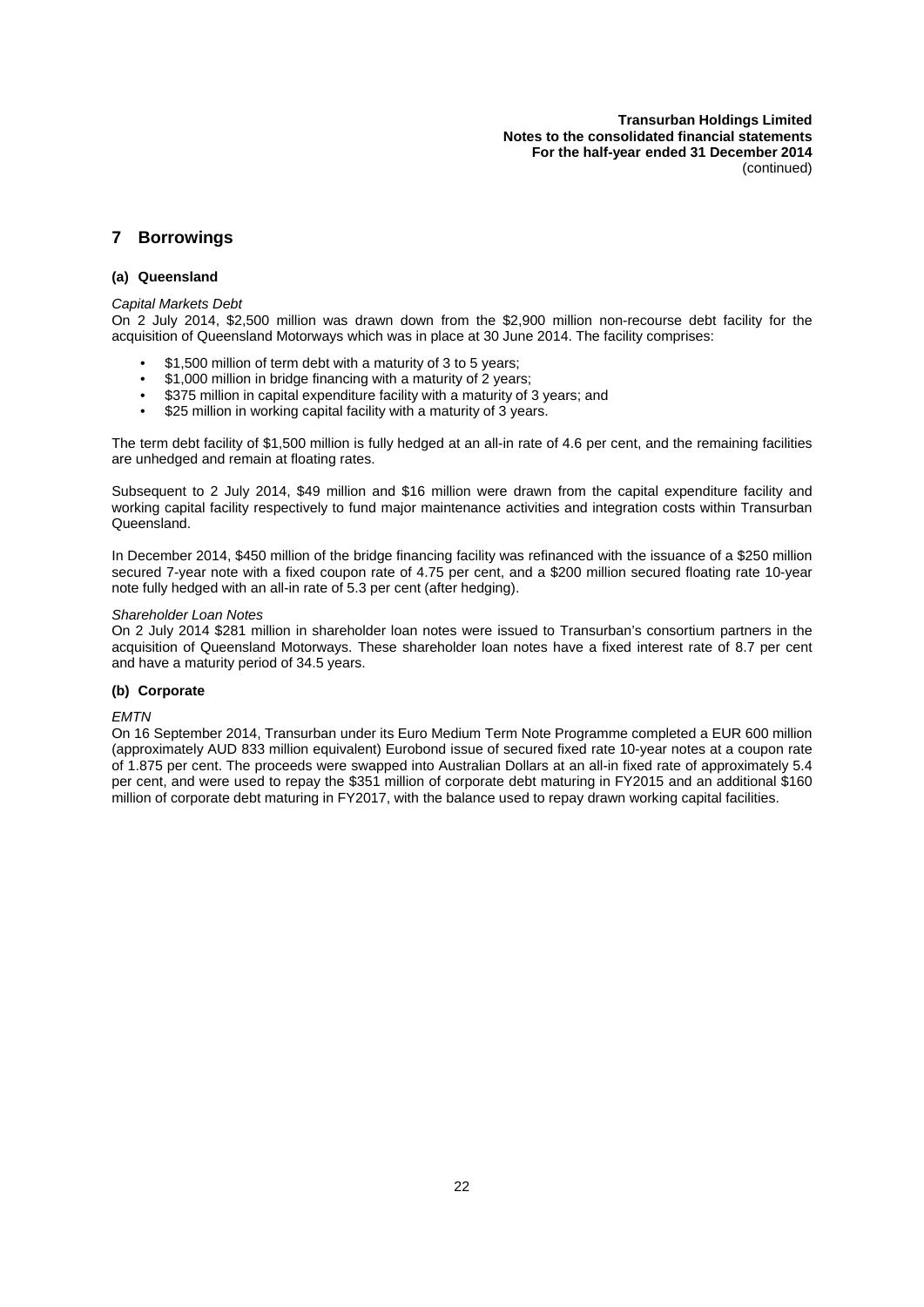## 7 Borrowings

### (a) Queensland

*Capital Markets Debt*

On 2 July 2014, $2,500 million was drawn down from the $2,900 million non-recourse debt facility for the acquisition of Queensland Motorways which was in place at 30 June 2014. The facility comprises:

- $1,500 million of term debt with a maturity of 3 to 5 years;
- $1,000 million in bridge financing with a maturity of 2 years;
- $375 million in capital expenditure facility with a maturity of 3 years; and
- $25 million in working capital facility with a maturity of 3 years.

The term debt facility of $1,500 million is fully hedged at an all-in rate of 4.6 per cent, and the remaining facilities are unhedged and remain at floating rates.

Subsequent to 2 July 2014, $49 million and $16 million were drawn from the capital expenditure facility and working capital facility respectively to fund major maintenance activities and integration costs within Transurban Queensland.

In December 2014, $450 million of the bridge financing facility was refinanced with the issuance of a $250 million secured 7-year note with a fixed coupon rate of 4.75 per cent, and a $200 million secured floating rate 10-year note fully hedged with an all-in rate of 5.3 per cent (after hedging).

*Shareholder Loan Notes*

On 2 July 2014 $281 million in shareholder loan notes were issued to Transurban's consortium partners in the acquisition of Queensland Motorways. These shareholder loan notes have a fixed interest rate of 8.7 per cent and have a maturity period of 34.5 years.

### (b) Corporate

*EMTN*

On 16 September 2014, Transurban under its Euro Medium Term Note Programme completed a EUR 600 million (approximately AUD 833 million equivalent) Eurobond issue of secured fixed rate 10-year notes at a coupon rate of 1.875 per cent. The proceeds were swapped into Australian Dollars at an all-in fixed rate of approximately 5.4 per cent, and were used to repay the $351 million of corporate debt maturing in FY2015 and an additional $160 million of corporate debt maturing in FY2017, with the balance used to repay drawn working capital facilities.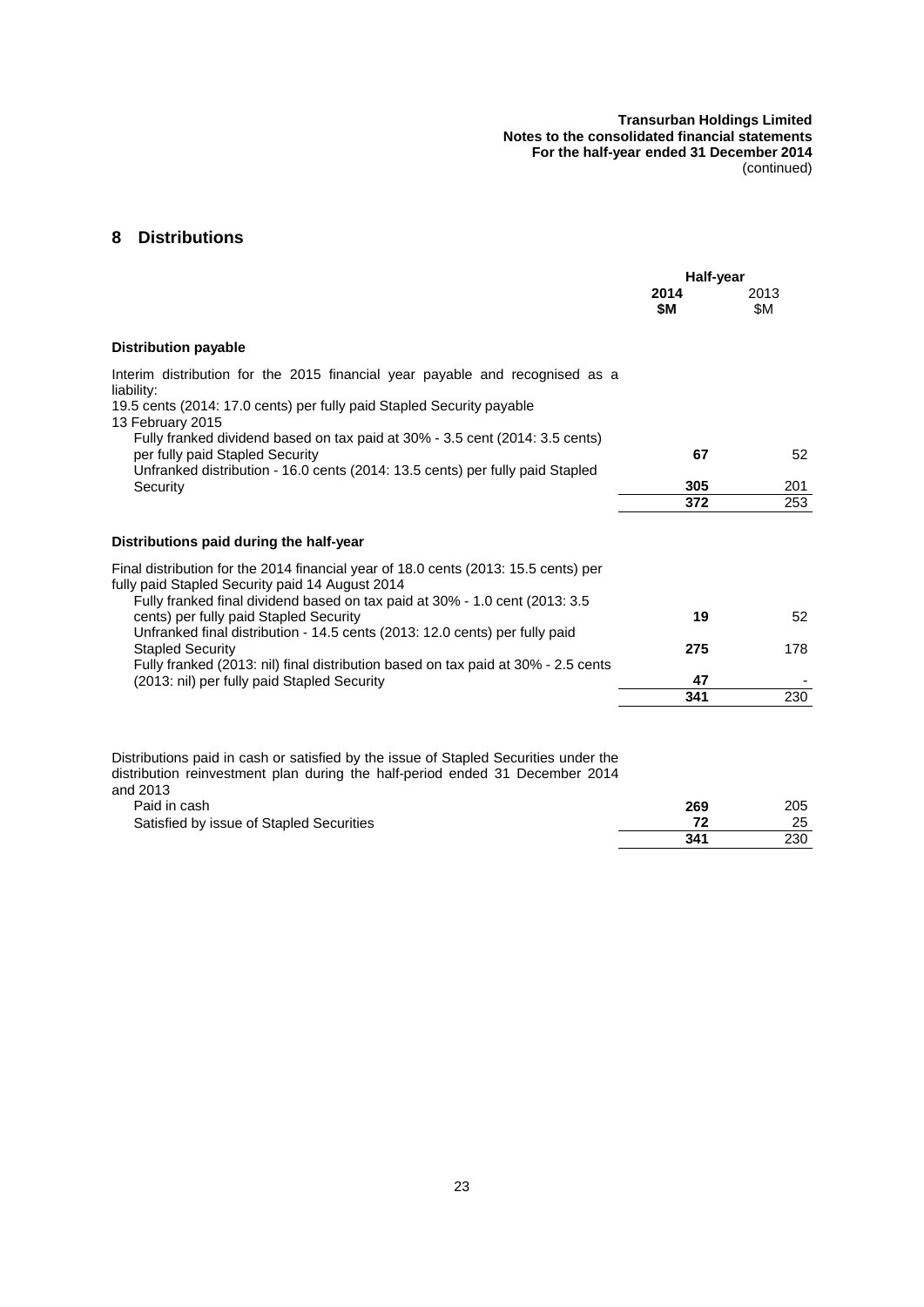## 8 Distributions

| | Half-year | |
|---|---|---|
| | **2014 $M** | 2013 $M |
| **Distribution payable** | | |
| Interim distribution for the 2015 financial year payable and recognised as a liability: | | |
| 19.5 cents (2014: 17.0 cents) per fully paid Stapled Security payable 13 February 2015 | | |
| Fully franked dividend based on tax paid at 30% - 3.5 cent (2014: 3.5 cents) per fully paid Stapled Security | **67** | 52 |
| Unfranked distribution - 16.0 cents (2014: 13.5 cents) per fully paid Stapled Security | **305** | 201 |
| | **372** | 253 |
| **Distributions paid during the half-year** | | |
| Final distribution for the 2014 financial year of 18.0 cents (2013: 15.5 cents) per fully paid Stapled Security paid 14 August 2014 | | |
| Fully franked final dividend based on tax paid at 30% - 1.0 cent (2013: 3.5 cents) per fully paid Stapled Security | **19** | 52 |
| Unfranked final distribution - 14.5 cents (2013: 12.0 cents) per fully paid Stapled Security | **275** | 178 |
| Fully franked (2013: nil) final distribution based on tax paid at 30% - 2.5 cents (2013: nil) per fully paid Stapled Security | **47** | - |
| | **341** | 230 |

| | | |
|---|---|---|
| Distributions paid in cash or satisfied by the issue of Stapled Securities under the distribution reinvestment plan during the half-period ended 31 December 2014 and 2013 | | |
| Paid in cash | **269** | 205 |
| Satisfied by issue of Stapled Securities | **72** | 25 |
| | **341** | 230 |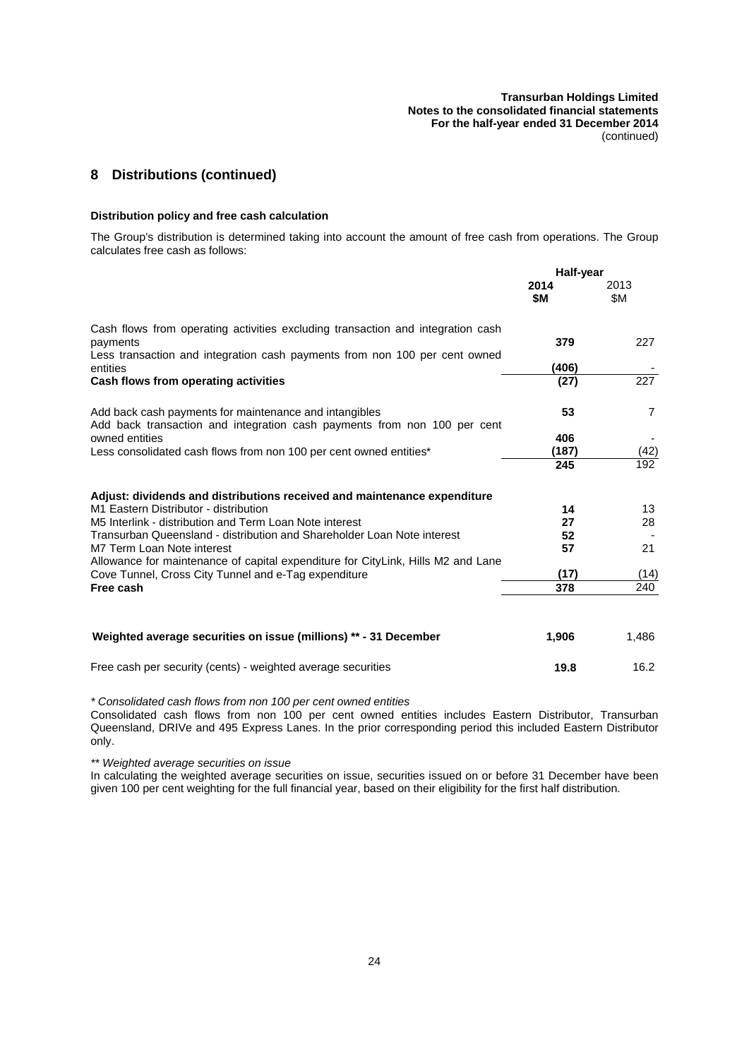## 8 Distributions (continued)

**Distribution policy and free cash calculation**

The Group's distribution is determined taking into account the amount of free cash from operations. The Group calculates free cash as follows:

| | Half-year | |
|---|---|---|
| | **2014 $M** | 2013 $M |
| Cash flows from operating activities excluding transaction and integration cash payments | **379** | 227 |
| Less transaction and integration cash payments from non 100 per cent owned entities | **(406)** | - |
| **Cash flows from operating activities** | **(27)** | 227 |
| Add back cash payments for maintenance and intangibles | **53** | 7 |
| Add back transaction and integration cash payments from non 100 per cent owned entities | **406** | - |
| Less consolidated cash flows from non 100 per cent owned entities* | **(187)** | (42) |
| | **245** | 192 |
| **Adjust: dividends and distributions received and maintenance expenditure** | | |
| M1 Eastern Distributor - distribution | **14** | 13 |
| M5 Interlink - distribution and Term Loan Note interest | **27** | 28 |
| Transurban Queensland - distribution and Shareholder Loan Note interest | **52** | - |
| M7 Term Loan Note interest | **57** | 21 |
| Allowance for maintenance of capital expenditure for CityLink, Hills M2 and Lane Cove Tunnel, Cross City Tunnel and e-Tag expenditure | **(17)** | (14) |
| **Free cash** | **378** | 240 |
| **Weighted average securities on issue (millions) ** - 31 December** | **1,906** | 1,486 |
| Free cash per security (cents) - weighted average securities | **19.8** | 16.2 |

*\* Consolidated cash flows from non 100 per cent owned entities*

Consolidated cash flows from non 100 per cent owned entities includes Eastern Distributor, Transurban Queensland, DRIVe and 495 Express Lanes. In the prior corresponding period this included Eastern Distributor only.

*\*\* Weighted average securities on issue*

In calculating the weighted average securities on issue, securities issued on or before 31 December have been given 100 per cent weighting for the full financial year, based on their eligibility for the first half distribution.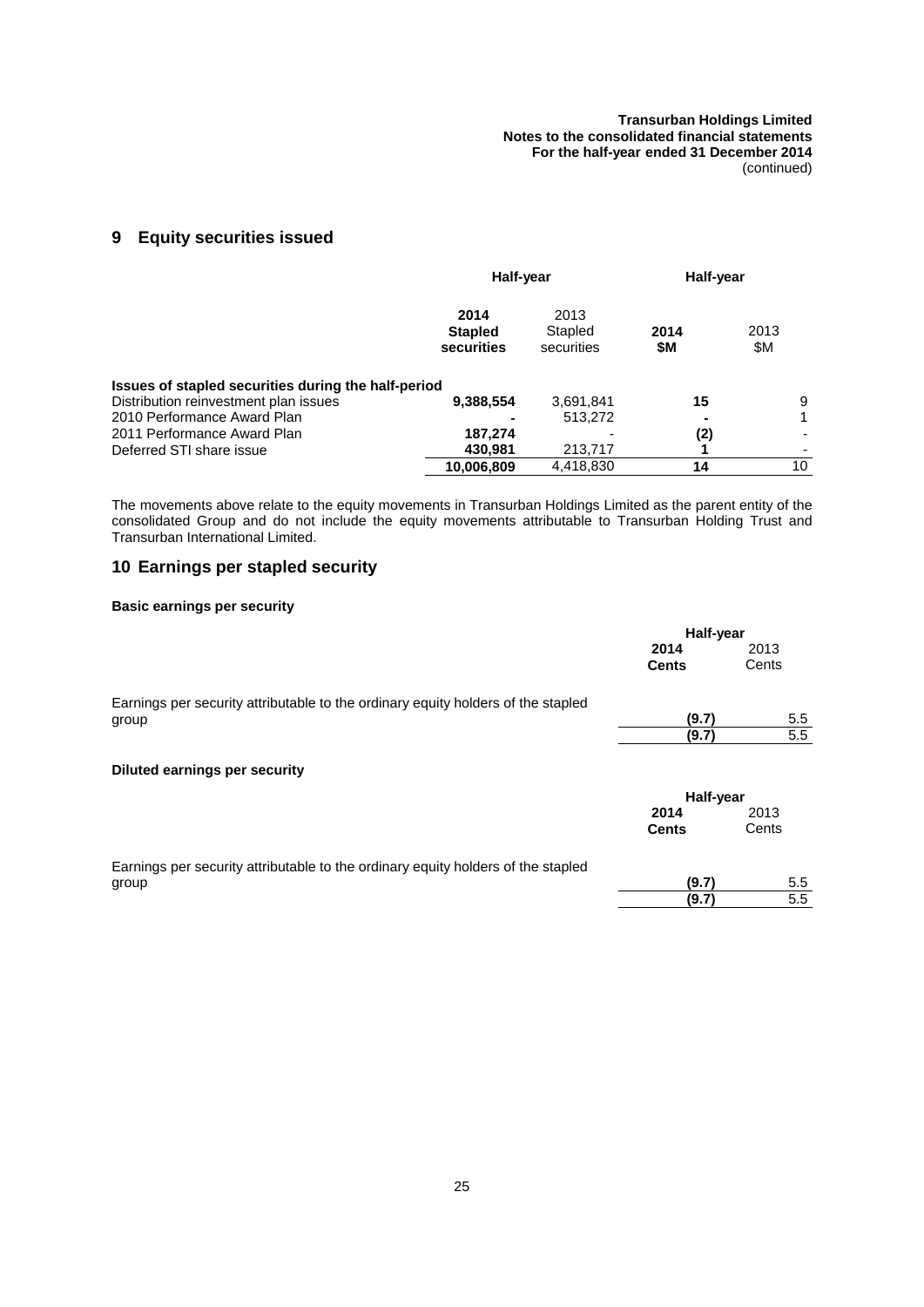## 9 Equity securities issued

| | Half-year | | Half-year | |
|---|---|---|---|---|
| | **2014 Stapled securities** | 2013 Stapled securities | **2014 $M** | 2013 $M |
| **Issues of stapled securities during the half-period** | | | | |
| Distribution reinvestment plan issues | **9,388,554** | 3,691,841 | **15** | 9 |
| 2010 Performance Award Plan | **-** | 513,272 | **-** | 1 |
| 2011 Performance Award Plan | **187,274** | - | **(2)** | - |
| Deferred STI share issue | **430,981** | 213,717 | **1** | - |
| | **10,006,809** | 4,418,830 | **14** | 10 |

The movements above relate to the equity movements in Transurban Holdings Limited as the parent entity of the consolidated Group and do not include the equity movements attributable to Transurban Holding Trust and Transurban International Limited.

## 10 Earnings per stapled security

**Basic earnings per security**

| | Half-year | |
|---|---|---|
| | **2014 Cents** | 2013 Cents |
| Earnings per security attributable to the ordinary equity holders of the stapled group | **(9.7)** | 5.5 |
| | **(9.7)** | 5.5 |

**Diluted earnings per security**

| | Half-year | |
|---|---|---|
| | **2014 Cents** | 2013 Cents |
| Earnings per security attributable to the ordinary equity holders of the stapled group | **(9.7)** | 5.5 |
| | **(9.7)** | 5.5 |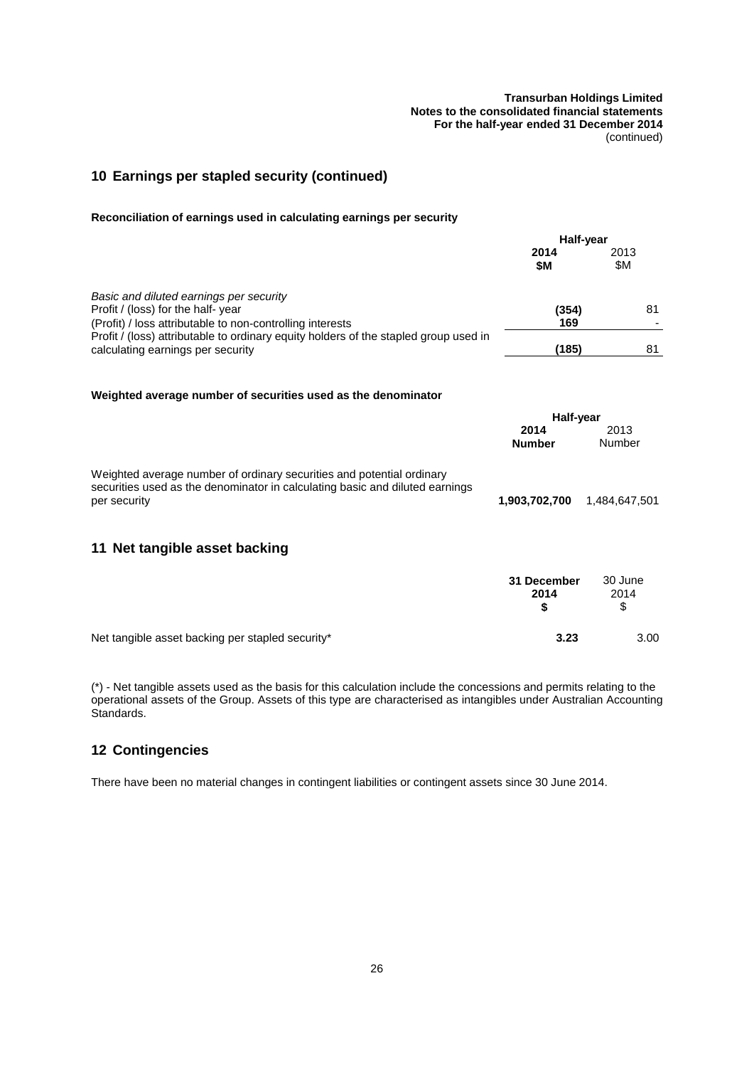## 10 Earnings per stapled security (continued)

**Reconciliation of earnings used in calculating earnings per security**

| | Half-year | |
|---|---|---|
| | **2014** **$M** | 2013 $M |
| *Basic and diluted earnings per security* | | |
| Profit / (loss) for the half- year | **(354)** | 81 |
| (Profit) / loss attributable to non-controlling interests | **169** | - |
| Profit / (loss) attributable to ordinary equity holders of the stapled group used in calculating earnings per security | **(185)** | 81 |

**Weighted average number of securities used as the denominator**

| | Half-year | |
|---|---|---|
| | **2014** **Number** | 2013 Number |
| Weighted average number of ordinary securities and potential ordinary securities used as the denominator in calculating basic and diluted earnings per security | **1,903,702,700** | 1,484,647,501 |

## 11 Net tangible asset backing

| | **31 December 2014** **$** | 30 June 2014 $ |
|---|---|---|
| Net tangible asset backing per stapled security* | **3.23** | 3.00 |

(*) - Net tangible assets used as the basis for this calculation include the concessions and permits relating to the operational assets of the Group. Assets of this type are characterised as intangibles under Australian Accounting Standards.

## 12 Contingencies

There have been no material changes in contingent liabilities or contingent assets since 30 June 2014.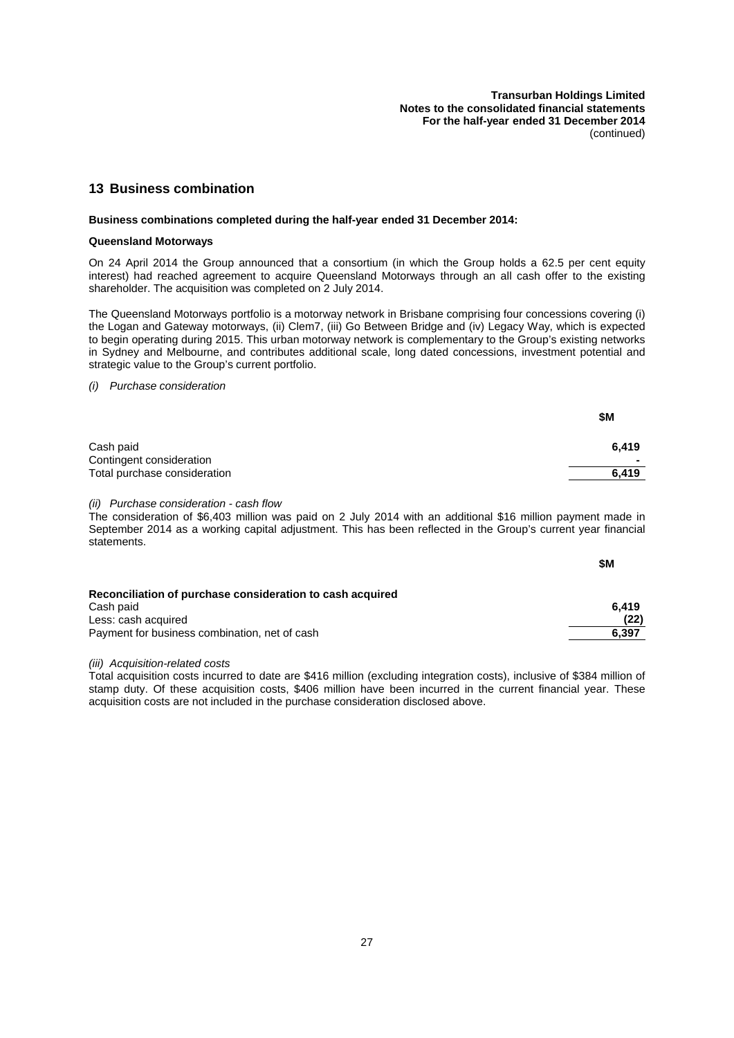## 13 Business combination

**Business combinations completed during the half-year ended 31 December 2014:**

**Queensland Motorways**

On 24 April 2014 the Group announced that a consortium (in which the Group holds a 62.5 per cent equity interest) had reached agreement to acquire Queensland Motorways through an all cash offer to the existing shareholder. The acquisition was completed on 2 July 2014.

The Queensland Motorways portfolio is a motorway network in Brisbane comprising four concessions covering (i) the Logan and Gateway motorways, (ii) Clem7, (iii) Go Between Bridge and (iv) Legacy Way, which is expected to begin operating during 2015. This urban motorway network is complementary to the Group's existing networks in Sydney and Melbourne, and contributes additional scale, long dated concessions, investment potential and strategic value to the Group's current portfolio.

*(i) Purchase consideration*

| | $M |
|---|---|
| Cash paid | 6,419 |
| Contingent consideration | - |
| Total purchase consideration | 6,419 |

*(ii) Purchase consideration - cash flow*

The consideration of $6,403 million was paid on 2 July 2014 with an additional $16 million payment made in September 2014 as a working capital adjustment. This has been reflected in the Group's current year financial statements.

| | $M |
|---|---|
| **Reconciliation of purchase consideration to cash acquired** | |
| Cash paid | 6,419 |
| Less: cash acquired | (22) |
| Payment for business combination, net of cash | 6,397 |

*(iii) Acquisition-related costs*

Total acquisition costs incurred to date are $416 million (excluding integration costs), inclusive of $384 million of stamp duty. Of these acquisition costs, $406 million have been incurred in the current financial year. These acquisition costs are not included in the purchase consideration disclosed above.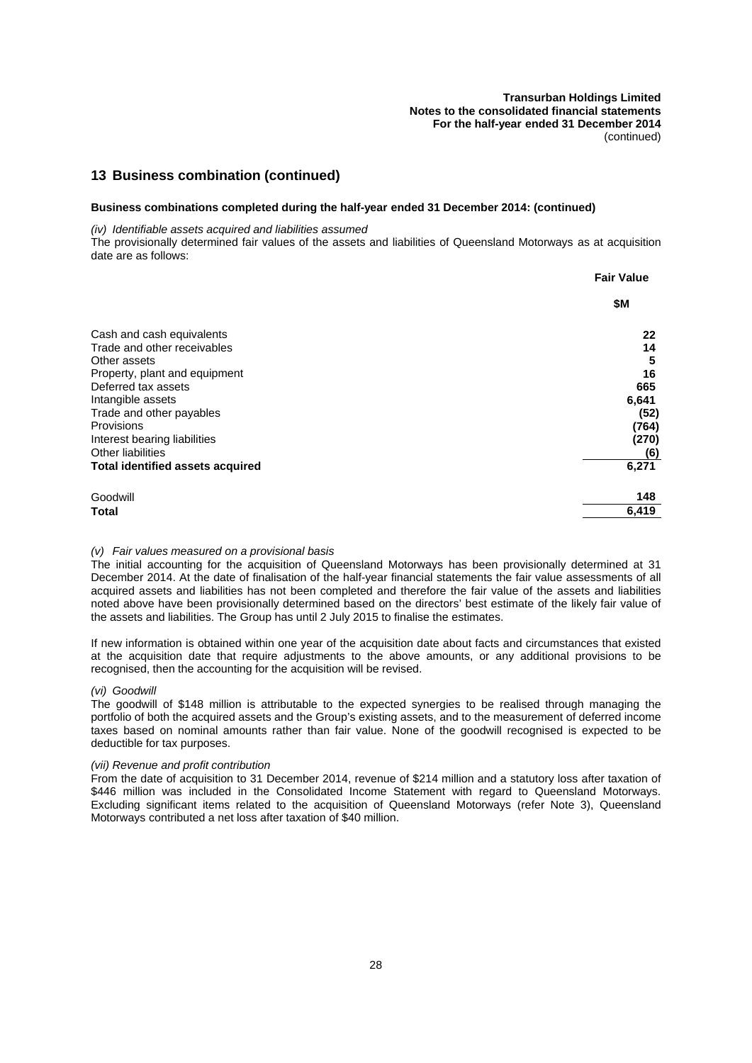## 13 Business combination (continued)

**Business combinations completed during the half-year ended 31 December 2014: (continued)**

*(iv) Identifiable assets acquired and liabilities assumed*

The provisionally determined fair values of the assets and liabilities of Queensland Motorways as at acquisition date are as follows:

| | Fair Value |
|---|---|
| | $M |
| Cash and cash equivalents | 22 |
| Trade and other receivables | 14 |
| Other assets | 5 |
| Property, plant and equipment | 16 |
| Deferred tax assets | 665 |
| Intangible assets | 6,641 |
| Trade and other payables | (52) |
| Provisions | (764) |
| Interest bearing liabilities | (270) |
| Other liabilities | (6) |
| **Total identified assets acquired** | **6,271** |
| Goodwill | 148 |
| **Total** | **6,419** |

*(v) Fair values measured on a provisional basis*

The initial accounting for the acquisition of Queensland Motorways has been provisionally determined at 31 December 2014. At the date of finalisation of the half-year financial statements the fair value assessments of all acquired assets and liabilities has not been completed and therefore the fair value of the assets and liabilities noted above have been provisionally determined based on the directors' best estimate of the likely fair value of the assets and liabilities. The Group has until 2 July 2015 to finalise the estimates.

If new information is obtained within one year of the acquisition date about facts and circumstances that existed at the acquisition date that require adjustments to the above amounts, or any additional provisions to be recognised, then the accounting for the acquisition will be revised.

*(vi) Goodwill*

The goodwill of $148 million is attributable to the expected synergies to be realised through managing the portfolio of both the acquired assets and the Group's existing assets, and to the measurement of deferred income taxes based on nominal amounts rather than fair value. None of the goodwill recognised is expected to be deductible for tax purposes.

*(vii) Revenue and profit contribution*

From the date of acquisition to 31 December 2014, revenue of $214 million and a statutory loss after taxation of $446 million was included in the Consolidated Income Statement with regard to Queensland Motorways. Excluding significant items related to the acquisition of Queensland Motorways (refer Note 3), Queensland Motorways contributed a net loss after taxation of $40 million.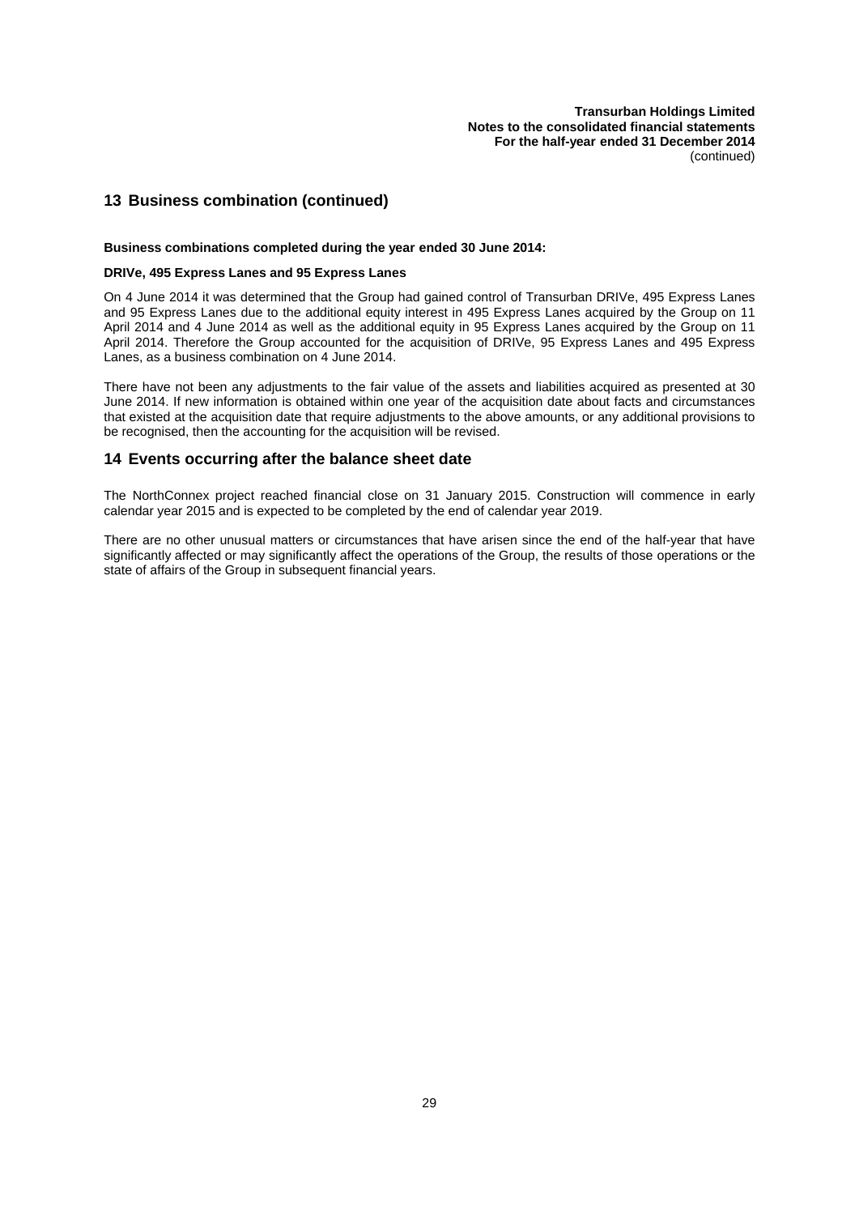## 13 Business combination (continued)

**Business combinations completed during the year ended 30 June 2014:**

**DRIVe, 495 Express Lanes and 95 Express Lanes**

On 4 June 2014 it was determined that the Group had gained control of Transurban DRIVe, 495 Express Lanes and 95 Express Lanes due to the additional equity interest in 495 Express Lanes acquired by the Group on 11 April 2014 and 4 June 2014 as well as the additional equity in 95 Express Lanes acquired by the Group on 11 April 2014. Therefore the Group accounted for the acquisition of DRIVe, 95 Express Lanes and 495 Express Lanes, as a business combination on 4 June 2014.

There have not been any adjustments to the fair value of the assets and liabilities acquired as presented at 30 June 2014. If new information is obtained within one year of the acquisition date about facts and circumstances that existed at the acquisition date that require adjustments to the above amounts, or any additional provisions to be recognised, then the accounting for the acquisition will be revised.

## 14 Events occurring after the balance sheet date

The NorthConnex project reached financial close on 31 January 2015. Construction will commence in early calendar year 2015 and is expected to be completed by the end of calendar year 2019.

There are no other unusual matters or circumstances that have arisen since the end of the half-year that have significantly affected or may significantly affect the operations of the Group, the results of those operations or the state of affairs of the Group in subsequent financial years.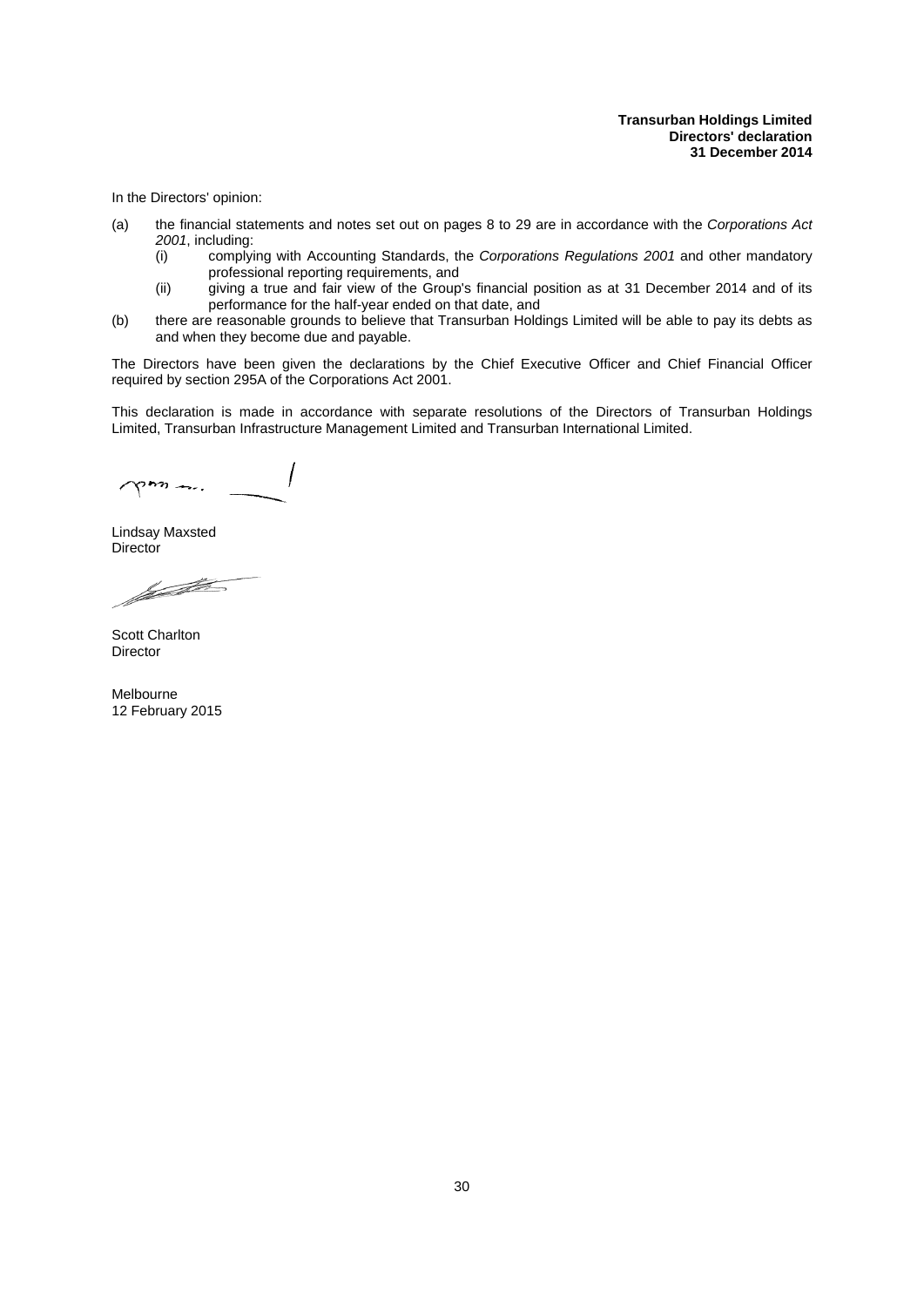**Transurban Holdings Limited**
**Directors' declaration**
**31 December 2014**

In the Directors' opinion:

(a) the financial statements and notes set out on pages 8 to 29 are in accordance with the *Corporations Act 2001*, including:

(i) complying with Accounting Standards, the *Corporations Regulations 2001* and other mandatory professional reporting requirements, and

(ii) giving a true and fair view of the Group's financial position as at 31 December 2014 and of its performance for the half-year ended on that date, and

(b) there are reasonable grounds to believe that Transurban Holdings Limited will be able to pay its debts as and when they become due and payable.

The Directors have been given the declarations by the Chief Executive Officer and Chief Financial Officer required by section 295A of the Corporations Act 2001.

This declaration is made in accordance with separate resolutions of the Directors of Transurban Holdings Limited, Transurban Infrastructure Management Limited and Transurban International Limited.

Lindsay Maxsted
Director

Scott Charlton
Director

Melbourne
12 February 2015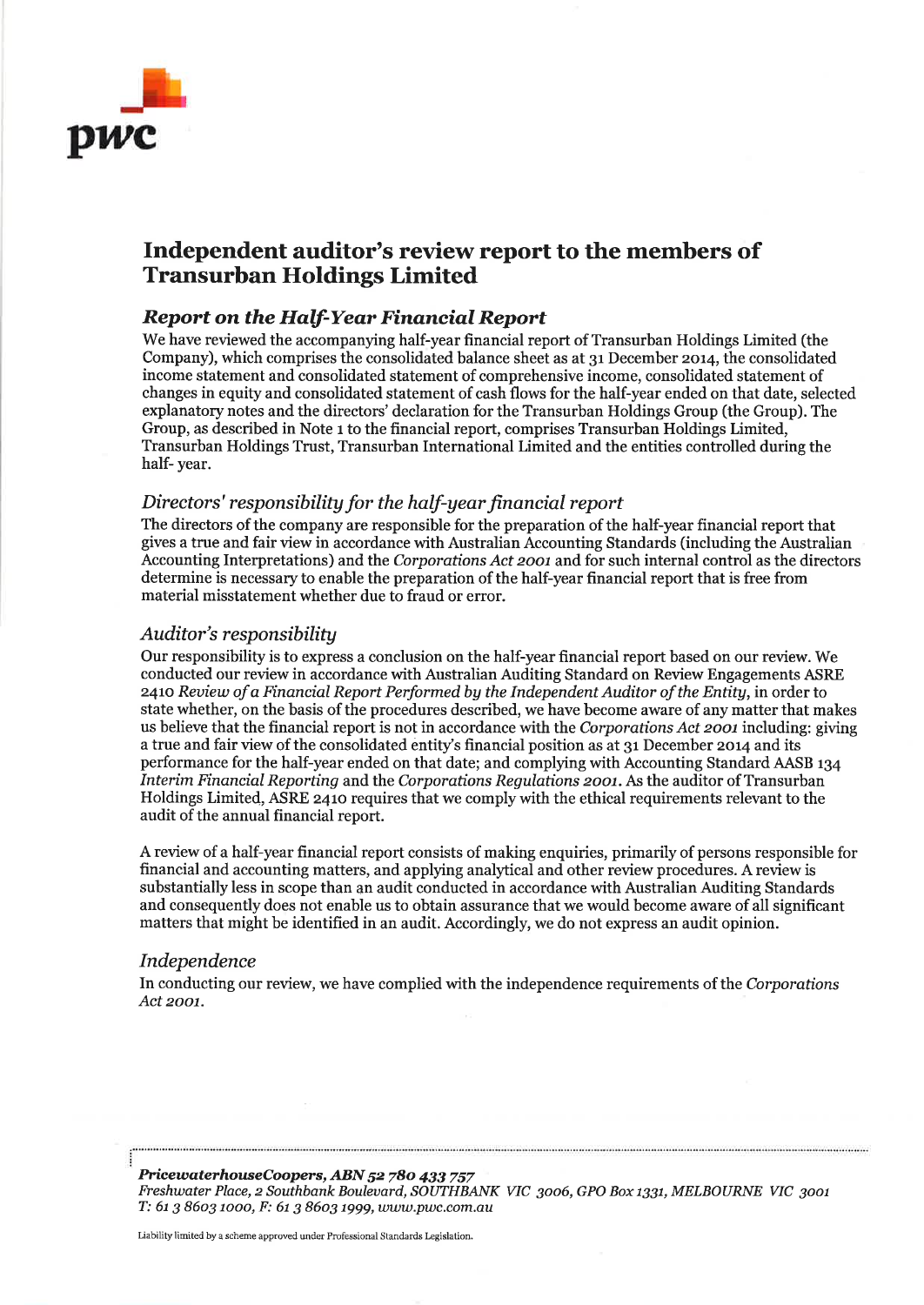# Independent auditor's review report to the members of Transurban Holdings Limited

## *Report on the Half-Year Financial Report*

We have reviewed the accompanying half-year financial report of Transurban Holdings Limited (the Company), which comprises the consolidated balance sheet as at 31 December 2014, the consolidated income statement and consolidated statement of comprehensive income, consolidated statement of changes in equity and consolidated statement of cash flows for the half-year ended on that date, selected explanatory notes and the directors' declaration for the Transurban Holdings Group (the Group). The Group, as described in Note 1 to the financial report, comprises Transurban Holdings Limited, Transurban Holdings Trust, Transurban International Limited and the entities controlled during the half- year.

### *Directors' responsibility for the half-year financial report*

The directors of the company are responsible for the preparation of the half-year financial report that gives a true and fair view in accordance with Australian Accounting Standards (including the Australian Accounting Interpretations) and the *Corporations Act 2001* and for such internal control as the directors determine is necessary to enable the preparation of the half-year financial report that is free from material misstatement whether due to fraud or error.

### *Auditor's responsibility*

Our responsibility is to express a conclusion on the half-year financial report based on our review. We conducted our review in accordance with Australian Auditing Standard on Review Engagements ASRE 2410 *Review of a Financial Report Performed by the Independent Auditor of the Entity*, in order to state whether, on the basis of the procedures described, we have become aware of any matter that makes us believe that the financial report is not in accordance with the *Corporations Act 2001* including: giving a true and fair view of the consolidated entity's financial position as at 31 December 2014 and its performance for the half-year ended on that date; and complying with Accounting Standard AASB 134 *Interim Financial Reporting* and the *Corporations Regulations 2001*. As the auditor of Transurban Holdings Limited, ASRE 2410 requires that we comply with the ethical requirements relevant to the audit of the annual financial report.

A review of a half-year financial report consists of making enquiries, primarily of persons responsible for financial and accounting matters, and applying analytical and other review procedures. A review is substantially less in scope than an audit conducted in accordance with Australian Auditing Standards and consequently does not enable us to obtain assurance that we would become aware of all significant matters that might be identified in an audit. Accordingly, we do not express an audit opinion.

### *Independence*

In conducting our review, we have complied with the independence requirements of the *Corporations Act 2001*.

***PricewaterhouseCoopers, ABN 52 780 433 757***
*Freshwater Place, 2 Southbank Boulevard, SOUTHBANK VIC 3006, GPO Box 1331, MELBOURNE VIC 3001*
*T: 61 3 8603 1000, F: 61 3 8603 1999, www.pwc.com.au*

Liability limited by a scheme approved under Professional Standards Legislation.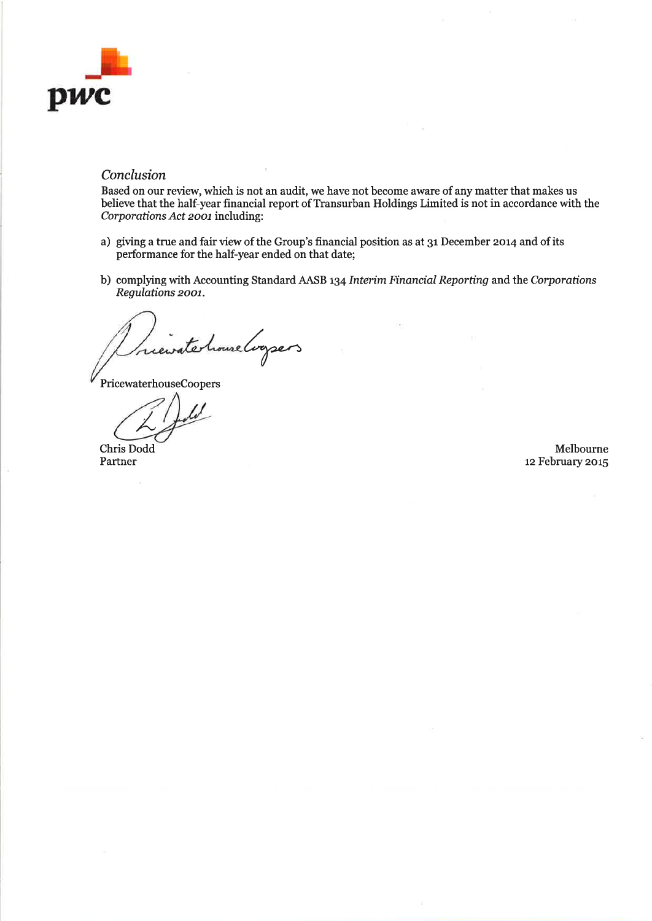*Conclusion*

Based on our review, which is not an audit, we have not become aware of any matter that makes us believe that the half-year financial report of Transurban Holdings Limited is not in accordance with the *Corporations Act 2001* including:

a) giving a true and fair view of the Group's financial position as at 31 December 2014 and of its performance for the half-year ended on that date;

b) complying with Accounting Standard AASB 134 *Interim Financial Reporting* and the *Corporations Regulations 2001*.

PricewaterhouseCoopers

Chris Dodd
Partner

Melbourne
12 February 2015